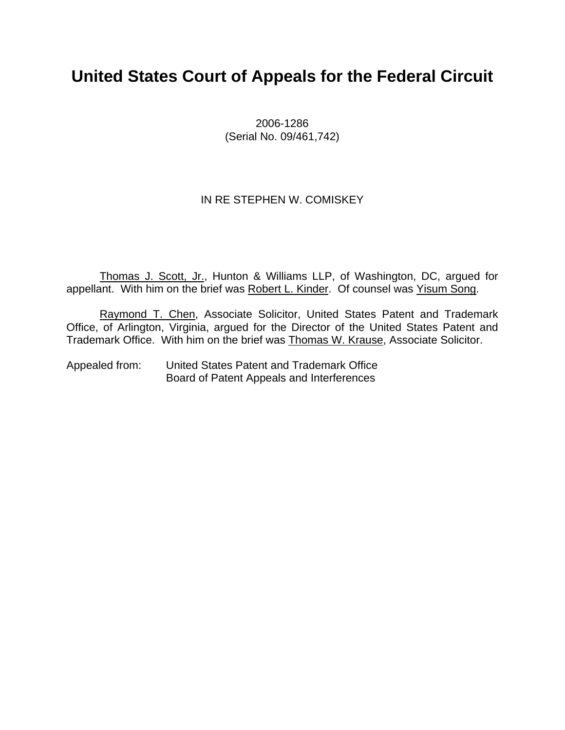# United States Court of Appeals for the Federal Circuit

2006-1286
(Serial No. 09/461,742)

IN RE STEPHEN W. COMISKEY

Thomas J. Scott, Jr., Hunton & Williams LLP, of Washington, DC, argued for appellant. With him on the brief was Robert L. Kinder. Of counsel was Yisum Song.

Raymond T. Chen, Associate Solicitor, United States Patent and Trademark Office, of Arlington, Virginia, argued for the Director of the United States Patent and Trademark Office. With him on the brief was Thomas W. Krause, Associate Solicitor.

Appealed from: United States Patent and Trademark Office
Board of Patent Appeals and Interferences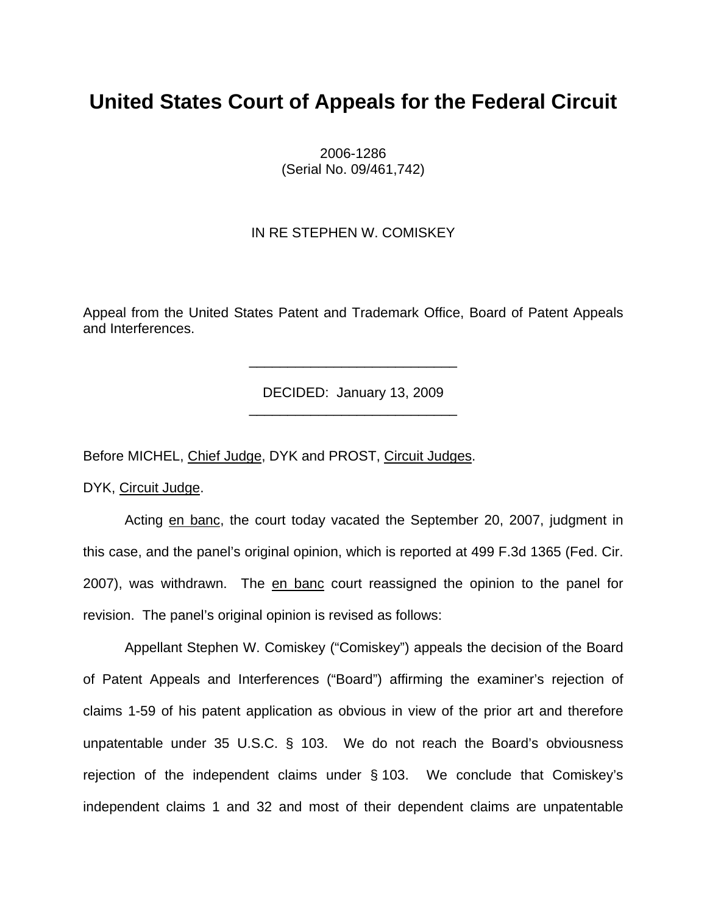# United States Court of Appeals for the Federal Circuit

2006-1286
(Serial No. 09/461,742)

IN RE STEPHEN W. COMISKEY

Appeal from the United States Patent and Trademark Office, Board of Patent Appeals and Interferences.

---

DECIDED: January 13, 2009

---

Before MICHEL, Chief Judge, DYK and PROST, Circuit Judges.

DYK, Circuit Judge.

Acting en banc, the court today vacated the September 20, 2007, judgment in this case, and the panel's original opinion, which is reported at 499 F.3d 1365 (Fed. Cir. 2007), was withdrawn. The en banc court reassigned the opinion to the panel for revision. The panel's original opinion is revised as follows:

Appellant Stephen W. Comiskey ("Comiskey") appeals the decision of the Board of Patent Appeals and Interferences ("Board") affirming the examiner's rejection of claims 1-59 of his patent application as obvious in view of the prior art and therefore unpatentable under 35 U.S.C. § 103. We do not reach the Board's obviousness rejection of the independent claims under § 103. We conclude that Comiskey's independent claims 1 and 32 and most of their dependent claims are unpatentable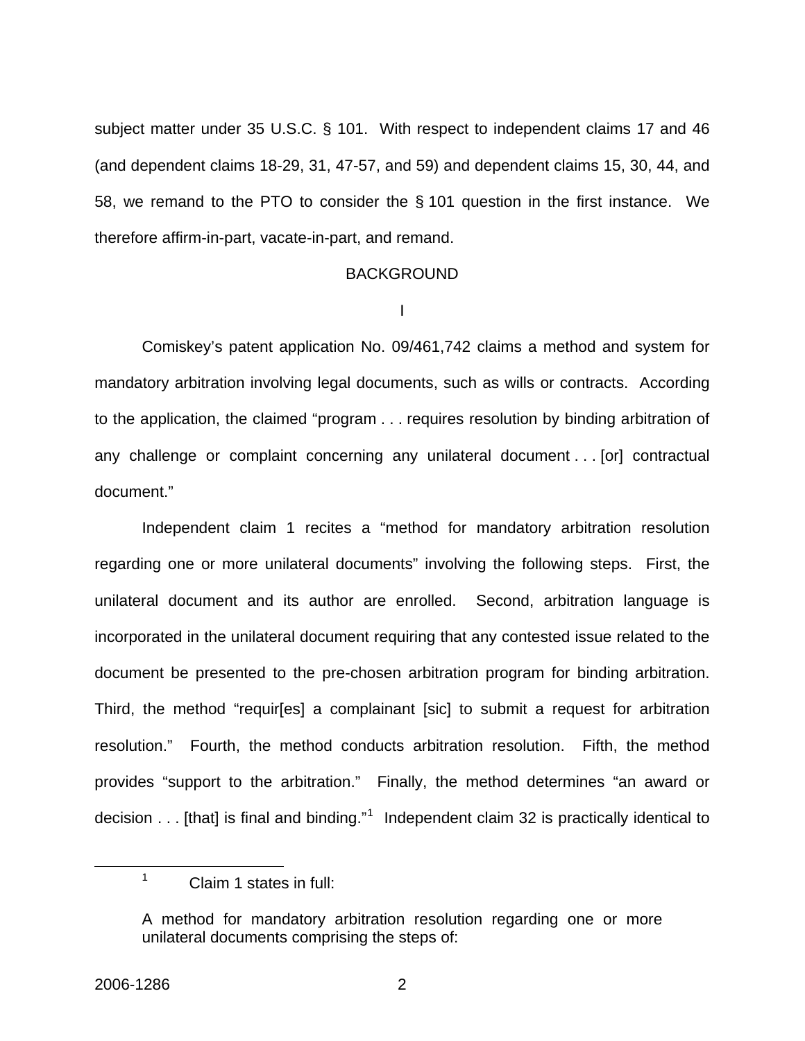subject matter under 35 U.S.C. § 101. With respect to independent claims 17 and 46 (and dependent claims 18-29, 31, 47-57, and 59) and dependent claims 15, 30, 44, and 58, we remand to the PTO to consider the § 101 question in the first instance. We therefore affirm-in-part, vacate-in-part, and remand.

## BACKGROUND

### I

Comiskey's patent application No. 09/461,742 claims a method and system for mandatory arbitration involving legal documents, such as wills or contracts. According to the application, the claimed "program . . . requires resolution by binding arbitration of any challenge or complaint concerning any unilateral document . . . [or] contractual document."

Independent claim 1 recites a "method for mandatory arbitration resolution regarding one or more unilateral documents" involving the following steps. First, the unilateral document and its author are enrolled. Second, arbitration language is incorporated in the unilateral document requiring that any contested issue related to the document be presented to the pre-chosen arbitration program for binding arbitration. Third, the method "requir[es] a complainant [sic] to submit a request for arbitration resolution." Fourth, the method conducts arbitration resolution. Fifth, the method provides "support to the arbitration." Finally, the method determines "an award or decision . . . [that] is final and binding."[1] Independent claim 32 is practically identical to

---

[1] Claim 1 states in full:

> A method for mandatory arbitration resolution regarding one or more unilateral documents comprising the steps of: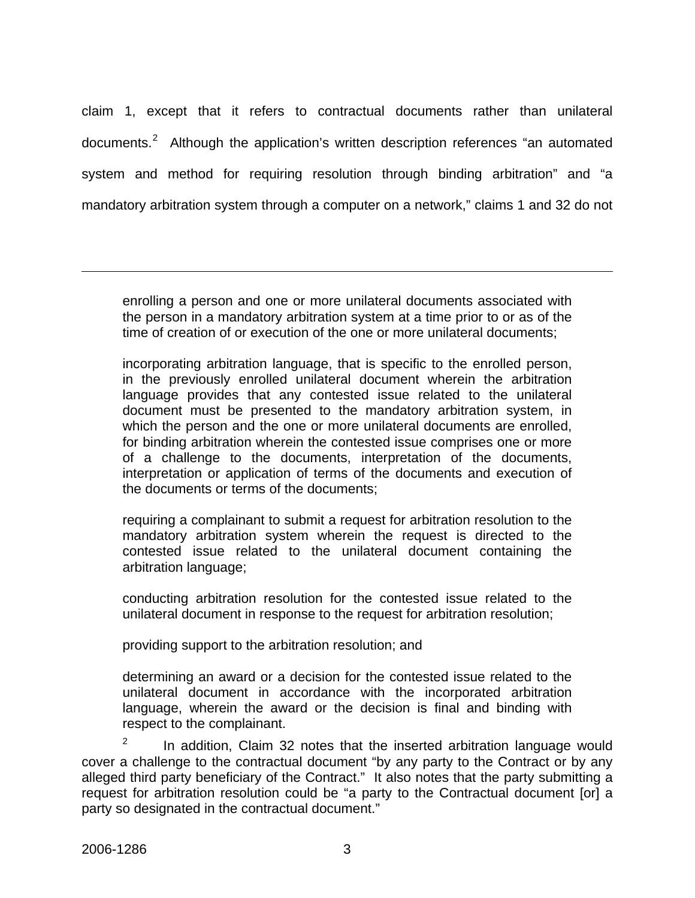claim 1, except that it refers to contractual documents rather than unilateral documents.[2] Although the application's written description references "an automated system and method for requiring resolution through binding arbitration" and "a mandatory arbitration system through a computer on a network," claims 1 and 32 do not

---

> enrolling a person and one or more unilateral documents associated with the person in a mandatory arbitration system at a time prior to or as of the time of creation of or execution of the one or more unilateral documents;
>
> incorporating arbitration language, that is specific to the enrolled person, in the previously enrolled unilateral document wherein the arbitration language provides that any contested issue related to the unilateral document must be presented to the mandatory arbitration system, in which the person and the one or more unilateral documents are enrolled, for binding arbitration wherein the contested issue comprises one or more of a challenge to the documents, interpretation of the documents, interpretation or application of terms of the documents and execution of the documents or terms of the documents;
>
> requiring a complainant to submit a request for arbitration resolution to the mandatory arbitration system wherein the request is directed to the contested issue related to the unilateral document containing the arbitration language;
>
> conducting arbitration resolution for the contested issue related to the unilateral document in response to the request for arbitration resolution;
>
> providing support to the arbitration resolution; and
>
> determining an award or a decision for the contested issue related to the unilateral document in accordance with the incorporated arbitration language, wherein the award or the decision is final and binding with respect to the complainant.

[2] In addition, Claim 32 notes that the inserted arbitration language would cover a challenge to the contractual document "by any party to the Contract or by any alleged third party beneficiary of the Contract." It also notes that the party submitting a request for arbitration resolution could be "a party to the Contractual document [or] a party so designated in the contractual document."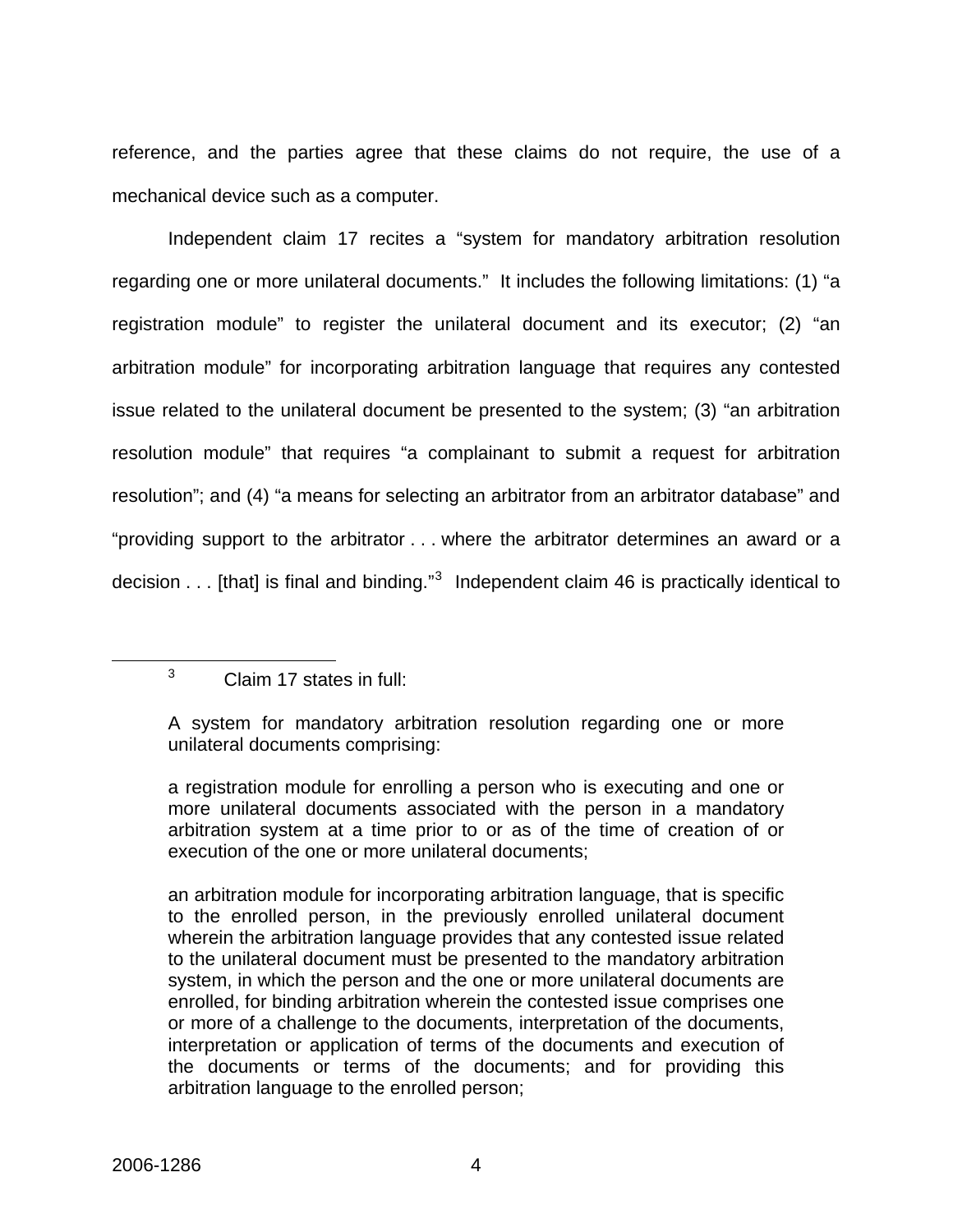reference, and the parties agree that these claims do not require, the use of a mechanical device such as a computer.

Independent claim 17 recites a "system for mandatory arbitration resolution regarding one or more unilateral documents." It includes the following limitations: (1) "a registration module" to register the unilateral document and its executor; (2) "an arbitration module" for incorporating arbitration language that requires any contested issue related to the unilateral document be presented to the system; (3) "an arbitration resolution module" that requires "a complainant to submit a request for arbitration resolution"; and (4) "a means for selecting an arbitrator from an arbitrator database" and "providing support to the arbitrator . . . where the arbitrator determines an award or a decision . . . [that] is final and binding."[3] Independent claim 46 is practically identical to

---

[3] Claim 17 states in full:

> A system for mandatory arbitration resolution regarding one or more unilateral documents comprising:
>
> a registration module for enrolling a person who is executing and one or more unilateral documents associated with the person in a mandatory arbitration system at a time prior to or as of the time of creation of or execution of the one or more unilateral documents;
>
> an arbitration module for incorporating arbitration language, that is specific to the enrolled person, in the previously enrolled unilateral document wherein the arbitration language provides that any contested issue related to the unilateral document must be presented to the mandatory arbitration system, in which the person and the one or more unilateral documents are enrolled, for binding arbitration wherein the contested issue comprises one or more of a challenge to the documents, interpretation of the documents, interpretation or application of terms of the documents and execution of the documents or terms of the documents; and for providing this arbitration language to the enrolled person;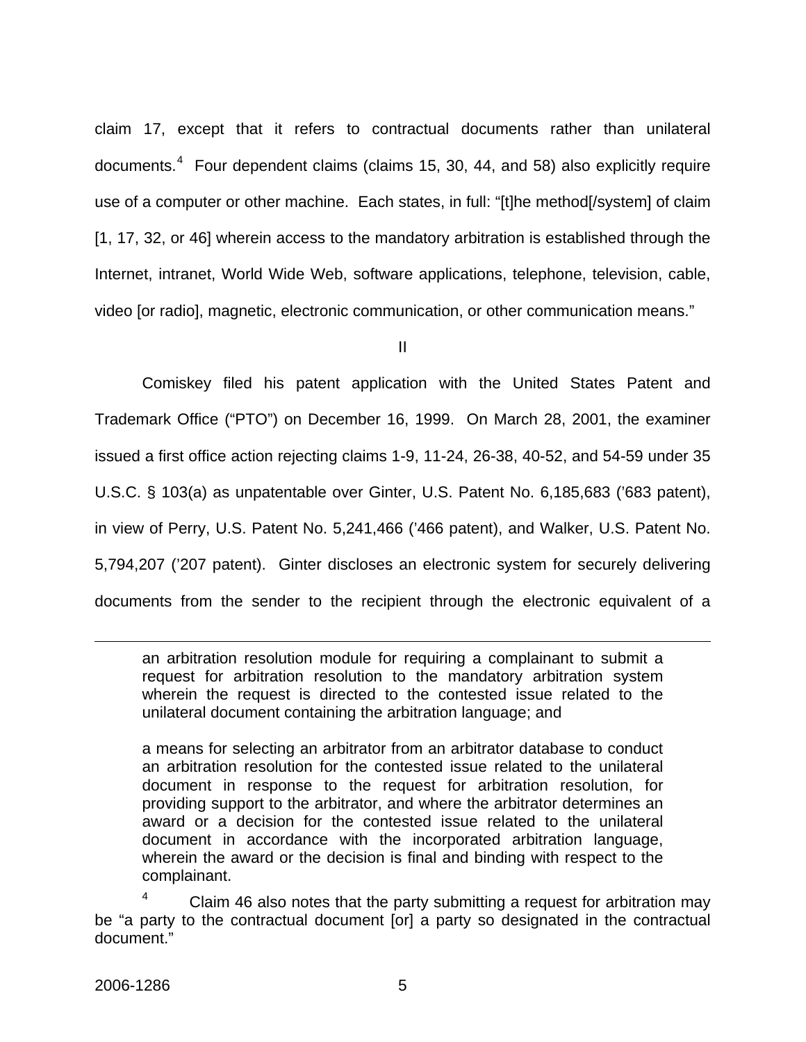claim 17, except that it refers to contractual documents rather than unilateral documents.[4] Four dependent claims (claims 15, 30, 44, and 58) also explicitly require use of a computer or other machine. Each states, in full: "[t]he method[/system] of claim [1, 17, 32, or 46] wherein access to the mandatory arbitration is established through the Internet, intranet, World Wide Web, software applications, telephone, television, cable, video [or radio], magnetic, electronic communication, or other communication means."

II

Comiskey filed his patent application with the United States Patent and Trademark Office ("PTO") on December 16, 1999. On March 28, 2001, the examiner issued a first office action rejecting claims 1-9, 11-24, 26-38, 40-52, and 54-59 under 35 U.S.C. § 103(a) as unpatentable over Ginter, U.S. Patent No. 6,185,683 ('683 patent), in view of Perry, U.S. Patent No. 5,241,466 ('466 patent), and Walker, U.S. Patent No. 5,794,207 ('207 patent). Ginter discloses an electronic system for securely delivering documents from the sender to the recipient through the electronic equivalent of a

---

> an arbitration resolution module for requiring a complainant to submit a request for arbitration resolution to the mandatory arbitration system wherein the request is directed to the contested issue related to the unilateral document containing the arbitration language; and
>
> a means for selecting an arbitrator from an arbitrator database to conduct an arbitration resolution for the contested issue related to the unilateral document in response to the request for arbitration resolution, for providing support to the arbitrator, and where the arbitrator determines an award or a decision for the contested issue related to the unilateral document in accordance with the incorporated arbitration language, wherein the award or the decision is final and binding with respect to the complainant.

[4] Claim 46 also notes that the party submitting a request for arbitration may be "a party to the contractual document [or] a party so designated in the contractual document."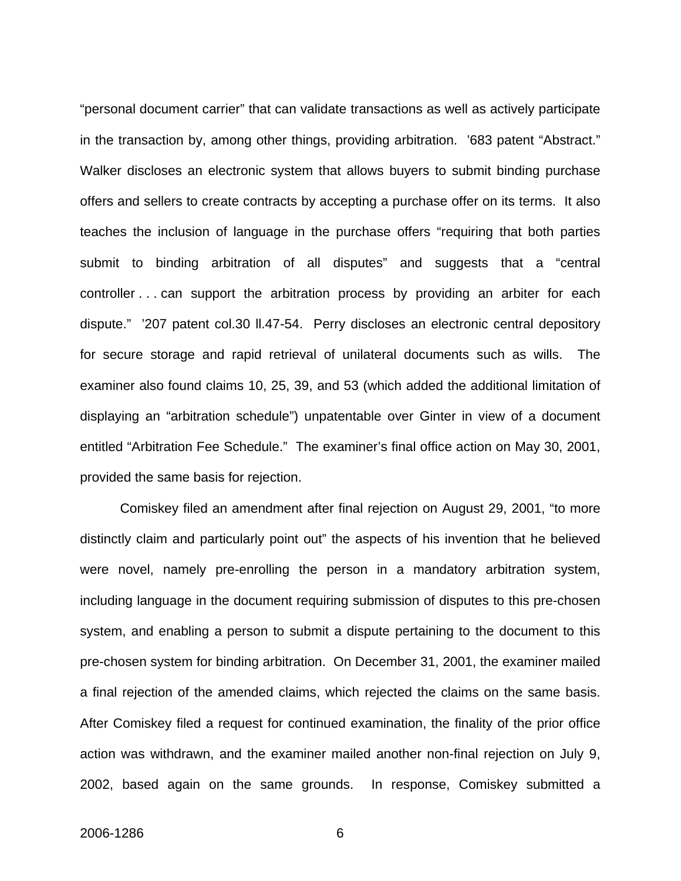"personal document carrier" that can validate transactions as well as actively participate in the transaction by, among other things, providing arbitration. '683 patent "Abstract." Walker discloses an electronic system that allows buyers to submit binding purchase offers and sellers to create contracts by accepting a purchase offer on its terms. It also teaches the inclusion of language in the purchase offers "requiring that both parties submit to binding arbitration of all disputes" and suggests that a "central controller . . . can support the arbitration process by providing an arbiter for each dispute." '207 patent col.30 ll.47-54. Perry discloses an electronic central depository for secure storage and rapid retrieval of unilateral documents such as wills. The examiner also found claims 10, 25, 39, and 53 (which added the additional limitation of displaying an "arbitration schedule") unpatentable over Ginter in view of a document entitled "Arbitration Fee Schedule." The examiner's final office action on May 30, 2001, provided the same basis for rejection.

Comiskey filed an amendment after final rejection on August 29, 2001, "to more distinctly claim and particularly point out" the aspects of his invention that he believed were novel, namely pre-enrolling the person in a mandatory arbitration system, including language in the document requiring submission of disputes to this pre-chosen system, and enabling a person to submit a dispute pertaining to the document to this pre-chosen system for binding arbitration. On December 31, 2001, the examiner mailed a final rejection of the amended claims, which rejected the claims on the same basis. After Comiskey filed a request for continued examination, the finality of the prior office action was withdrawn, and the examiner mailed another non-final rejection on July 9, 2002, based again on the same grounds. In response, Comiskey submitted a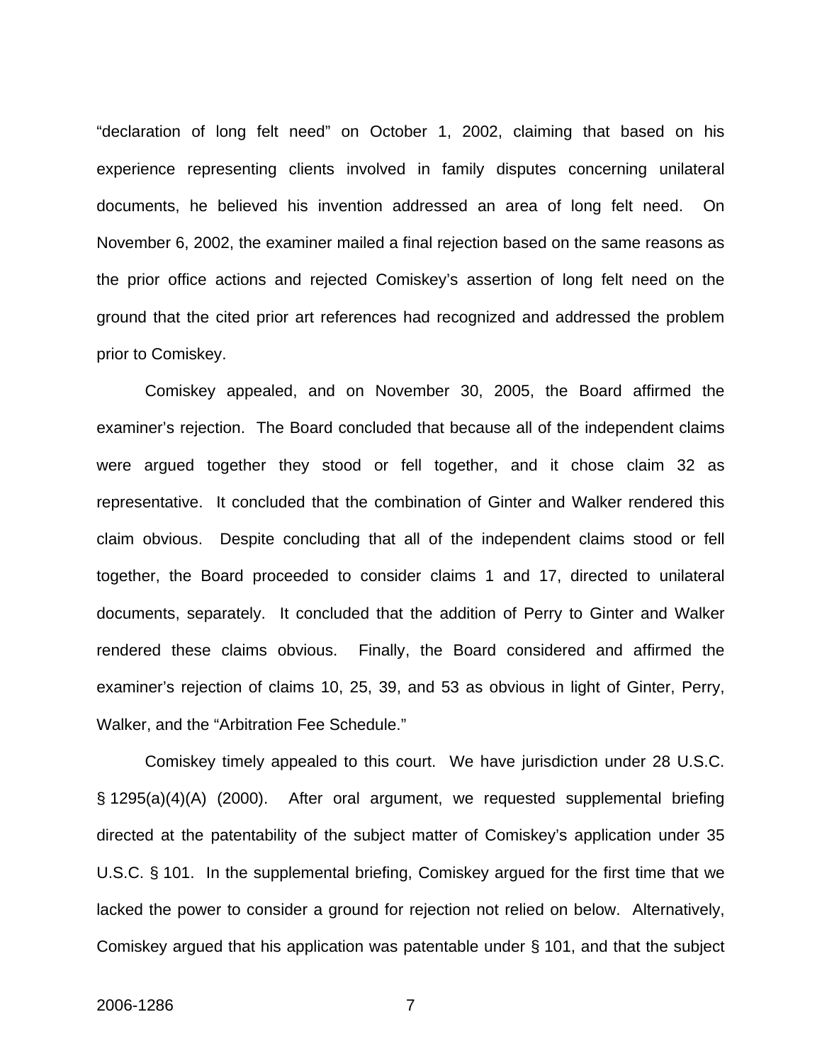"declaration of long felt need" on October 1, 2002, claiming that based on his experience representing clients involved in family disputes concerning unilateral documents, he believed his invention addressed an area of long felt need. On November 6, 2002, the examiner mailed a final rejection based on the same reasons as the prior office actions and rejected Comiskey's assertion of long felt need on the ground that the cited prior art references had recognized and addressed the problem prior to Comiskey.

Comiskey appealed, and on November 30, 2005, the Board affirmed the examiner's rejection. The Board concluded that because all of the independent claims were argued together they stood or fell together, and it chose claim 32 as representative. It concluded that the combination of Ginter and Walker rendered this claim obvious. Despite concluding that all of the independent claims stood or fell together, the Board proceeded to consider claims 1 and 17, directed to unilateral documents, separately. It concluded that the addition of Perry to Ginter and Walker rendered these claims obvious. Finally, the Board considered and affirmed the examiner's rejection of claims 10, 25, 39, and 53 as obvious in light of Ginter, Perry, Walker, and the "Arbitration Fee Schedule."

Comiskey timely appealed to this court. We have jurisdiction under 28 U.S.C. § 1295(a)(4)(A) (2000). After oral argument, we requested supplemental briefing directed at the patentability of the subject matter of Comiskey's application under 35 U.S.C. § 101. In the supplemental briefing, Comiskey argued for the first time that we lacked the power to consider a ground for rejection not relied on below. Alternatively, Comiskey argued that his application was patentable under § 101, and that the subject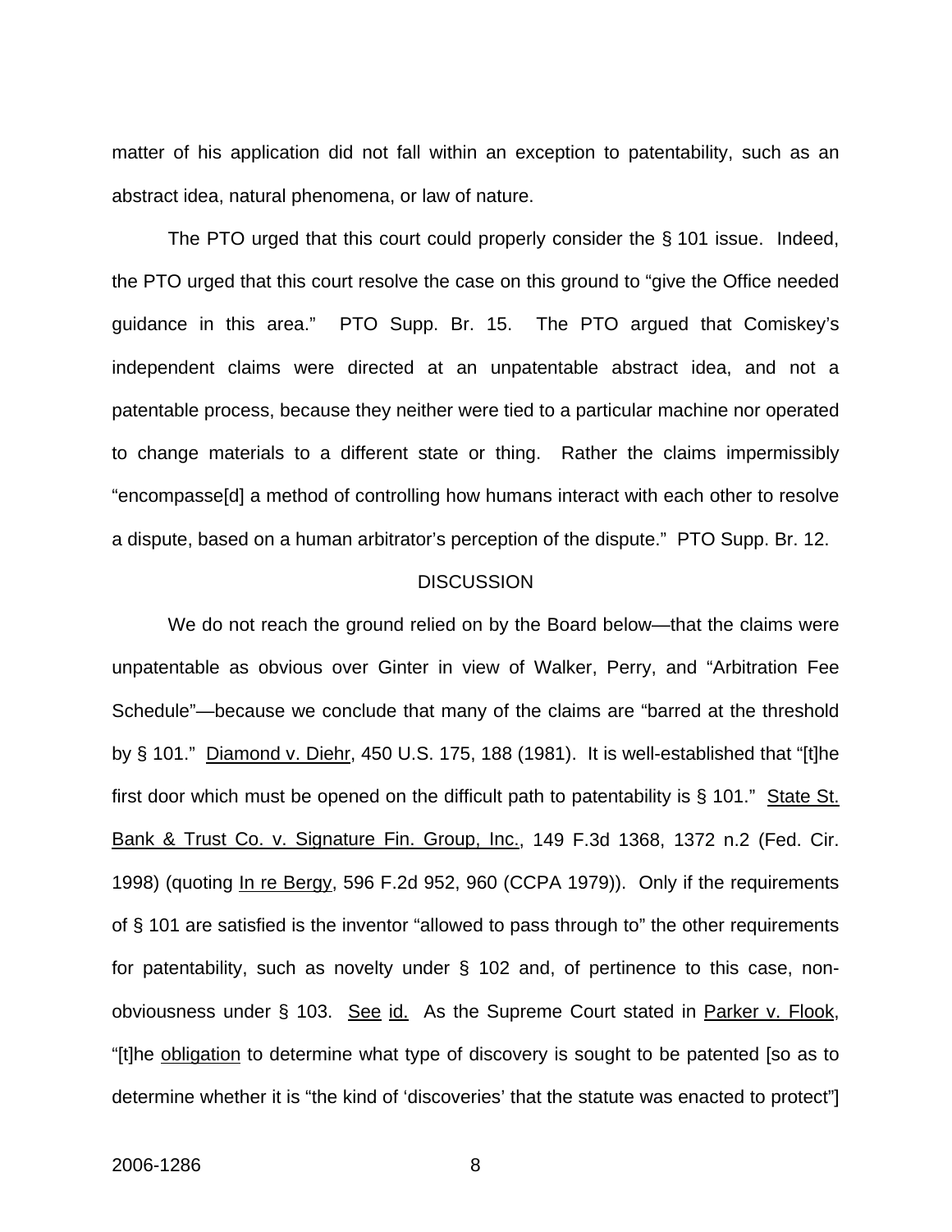matter of his application did not fall within an exception to patentability, such as an abstract idea, natural phenomena, or law of nature.

The PTO urged that this court could properly consider the § 101 issue. Indeed, the PTO urged that this court resolve the case on this ground to "give the Office needed guidance in this area." PTO Supp. Br. 15. The PTO argued that Comiskey's independent claims were directed at an unpatentable abstract idea, and not a patentable process, because they neither were tied to a particular machine nor operated to change materials to a different state or thing. Rather the claims impermissibly "encompasse[d] a method of controlling how humans interact with each other to resolve a dispute, based on a human arbitrator's perception of the dispute." PTO Supp. Br. 12.

## DISCUSSION

We do not reach the ground relied on by the Board below—that the claims were unpatentable as obvious over Ginter in view of Walker, Perry, and "Arbitration Fee Schedule"—because we conclude that many of the claims are "barred at the threshold by § 101." Diamond v. Diehr, 450 U.S. 175, 188 (1981). It is well-established that "[t]he first door which must be opened on the difficult path to patentability is § 101." State St. Bank & Trust Co. v. Signature Fin. Group, Inc., 149 F.3d 1368, 1372 n.2 (Fed. Cir. 1998) (quoting In re Bergy, 596 F.2d 952, 960 (CCPA 1979)). Only if the requirements of § 101 are satisfied is the inventor "allowed to pass through to" the other requirements for patentability, such as novelty under § 102 and, of pertinence to this case, non-obviousness under § 103. See id. As the Supreme Court stated in Parker v. Flook, "[t]he obligation to determine what type of discovery is sought to be patented [so as to determine whether it is "the kind of 'discoveries' that the statute was enacted to protect"]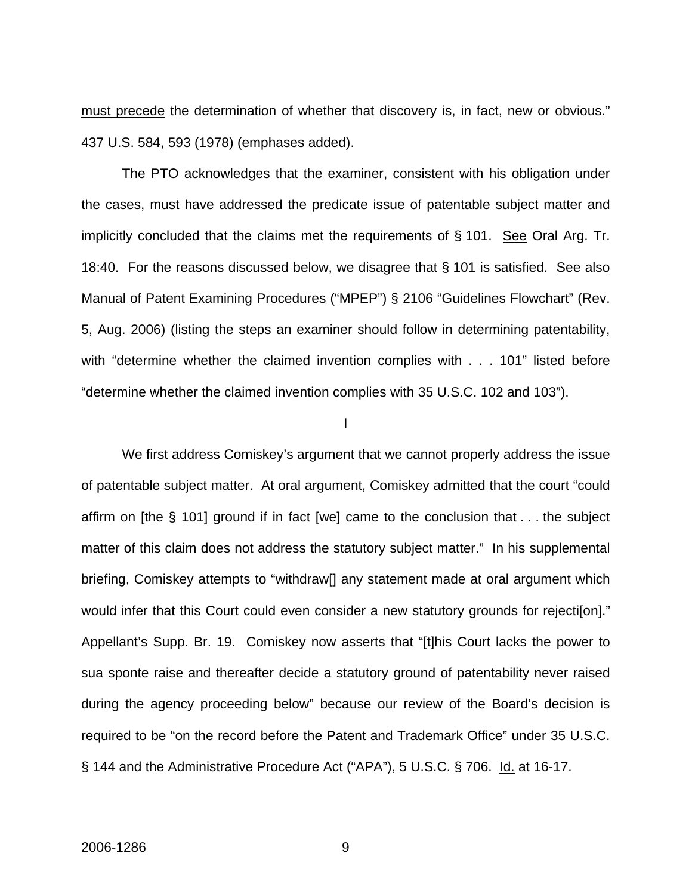must precede the determination of whether that discovery is, in fact, new or obvious." 437 U.S. 584, 593 (1978) (emphases added).

The PTO acknowledges that the examiner, consistent with his obligation under the cases, must have addressed the predicate issue of patentable subject matter and implicitly concluded that the claims met the requirements of § 101. See Oral Arg. Tr. 18:40. For the reasons discussed below, we disagree that § 101 is satisfied. See also Manual of Patent Examining Procedures ("MPEP") § 2106 "Guidelines Flowchart" (Rev. 5, Aug. 2006) (listing the steps an examiner should follow in determining patentability, with "determine whether the claimed invention complies with . . . 101" listed before "determine whether the claimed invention complies with 35 U.S.C. 102 and 103").

I

We first address Comiskey's argument that we cannot properly address the issue of patentable subject matter. At oral argument, Comiskey admitted that the court "could affirm on [the § 101] ground if in fact [we] came to the conclusion that . . . the subject matter of this claim does not address the statutory subject matter." In his supplemental briefing, Comiskey attempts to "withdraw[] any statement made at oral argument which would infer that this Court could even consider a new statutory grounds for rejecti[on]." Appellant's Supp. Br. 19. Comiskey now asserts that "[t]his Court lacks the power to sua sponte raise and thereafter decide a statutory ground of patentability never raised during the agency proceeding below" because our review of the Board's decision is required to be "on the record before the Patent and Trademark Office" under 35 U.S.C. § 144 and the Administrative Procedure Act ("APA"), 5 U.S.C. § 706. Id. at 16-17.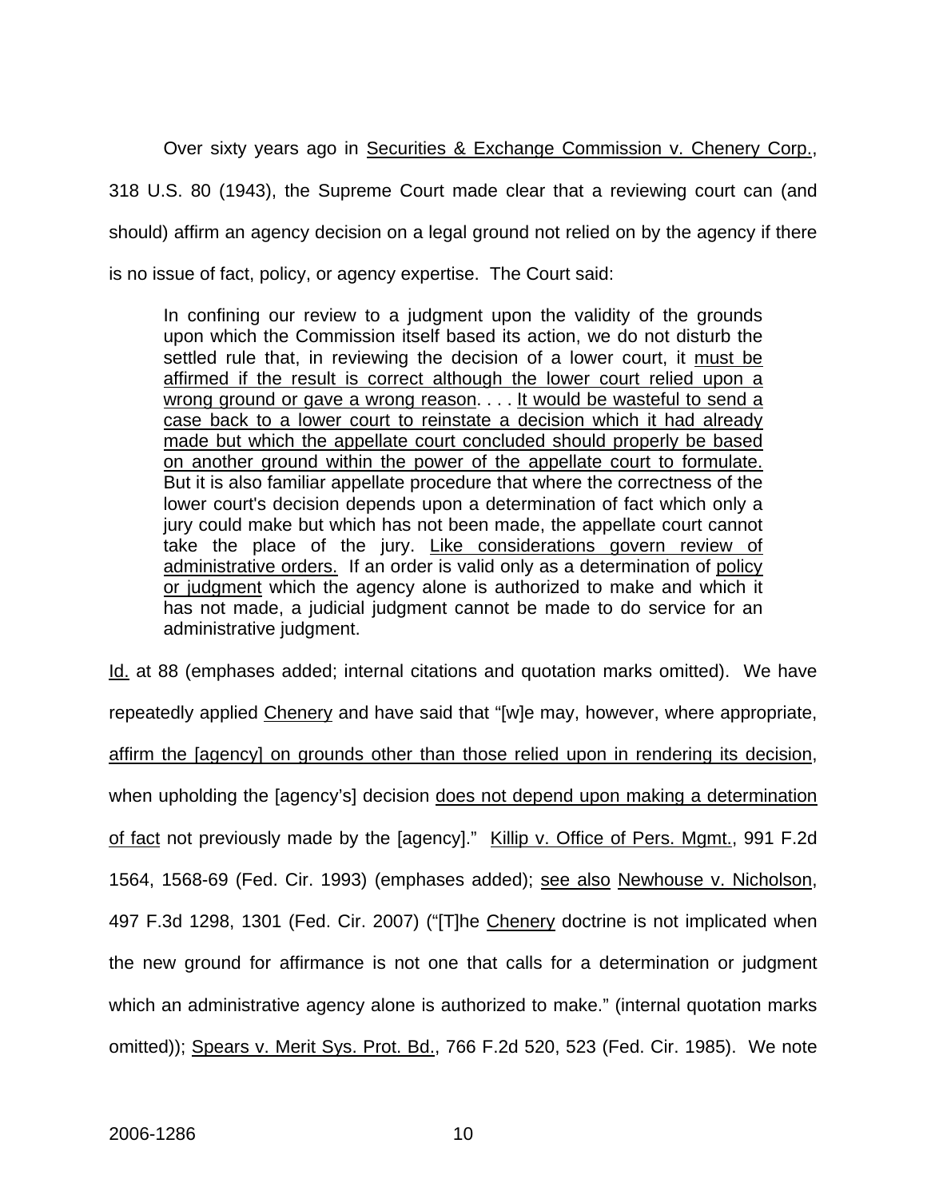Over sixty years ago in <u>Securities & Exchange Commission v. Chenery Corp.</u>, 318 U.S. 80 (1943), the Supreme Court made clear that a reviewing court can (and should) affirm an agency decision on a legal ground not relied on by the agency if there is no issue of fact, policy, or agency expertise. The Court said:

> In confining our review to a judgment upon the validity of the grounds upon which the Commission itself based its action, we do not disturb the settled rule that, in reviewing the decision of a lower court, it <u>must be affirmed if the result is correct although the lower court relied upon a wrong ground or gave a wrong reason</u>. . . . <u>It would be wasteful to send a case back to a lower court to reinstate a decision which it had already made but which the appellate court concluded should properly be based on another ground within the power of the appellate court to formulate.</u> But it is also familiar appellate procedure that where the correctness of the lower court's decision depends upon a determination of fact which only a jury could make but which has not been made, the appellate court cannot take the place of the jury. <u>Like considerations govern review of administrative orders.</u> If an order is valid only as a determination of <u>policy or judgment</u> which the agency alone is authorized to make and which it has not made, a judicial judgment cannot be made to do service for an administrative judgment.

<u>Id.</u> at 88 (emphases added; internal citations and quotation marks omitted). We have repeatedly applied <u>Chenery</u> and have said that "[w]e may, however, where appropriate, <u>affirm the [agency] on grounds other than those relied upon in rendering its decision</u>, when upholding the [agency's] decision <u>does not depend upon making a determination of fact</u> not previously made by the [agency]." <u>Killip v. Office of Pers. Mgmt.</u>, 991 F.2d 1564, 1568-69 (Fed. Cir. 1993) (emphases added); <u>see also</u> <u>Newhouse v. Nicholson</u>, 497 F.3d 1298, 1301 (Fed. Cir. 2007) ("[T]he <u>Chenery</u> doctrine is not implicated when the new ground for affirmance is not one that calls for a determination or judgment which an administrative agency alone is authorized to make." (internal quotation marks omitted)); <u>Spears v. Merit Sys. Prot. Bd.</u>, 766 F.2d 520, 523 (Fed. Cir. 1985). We note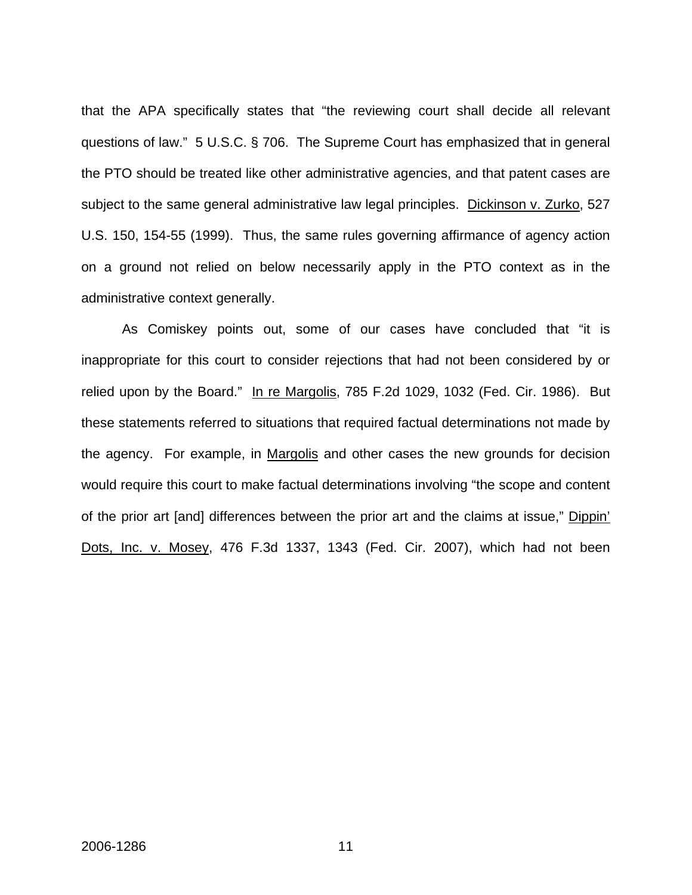that the APA specifically states that "the reviewing court shall decide all relevant questions of law." 5 U.S.C. § 706. The Supreme Court has emphasized that in general the PTO should be treated like other administrative agencies, and that patent cases are subject to the same general administrative law legal principles. Dickinson v. Zurko, 527 U.S. 150, 154-55 (1999). Thus, the same rules governing affirmance of agency action on a ground not relied on below necessarily apply in the PTO context as in the administrative context generally.

As Comiskey points out, some of our cases have concluded that "it is inappropriate for this court to consider rejections that had not been considered by or relied upon by the Board." In re Margolis, 785 F.2d 1029, 1032 (Fed. Cir. 1986). But these statements referred to situations that required factual determinations not made by the agency. For example, in Margolis and other cases the new grounds for decision would require this court to make factual determinations involving "the scope and content of the prior art [and] differences between the prior art and the claims at issue," Dippin' Dots, Inc. v. Mosey, 476 F.3d 1337, 1343 (Fed. Cir. 2007), which had not been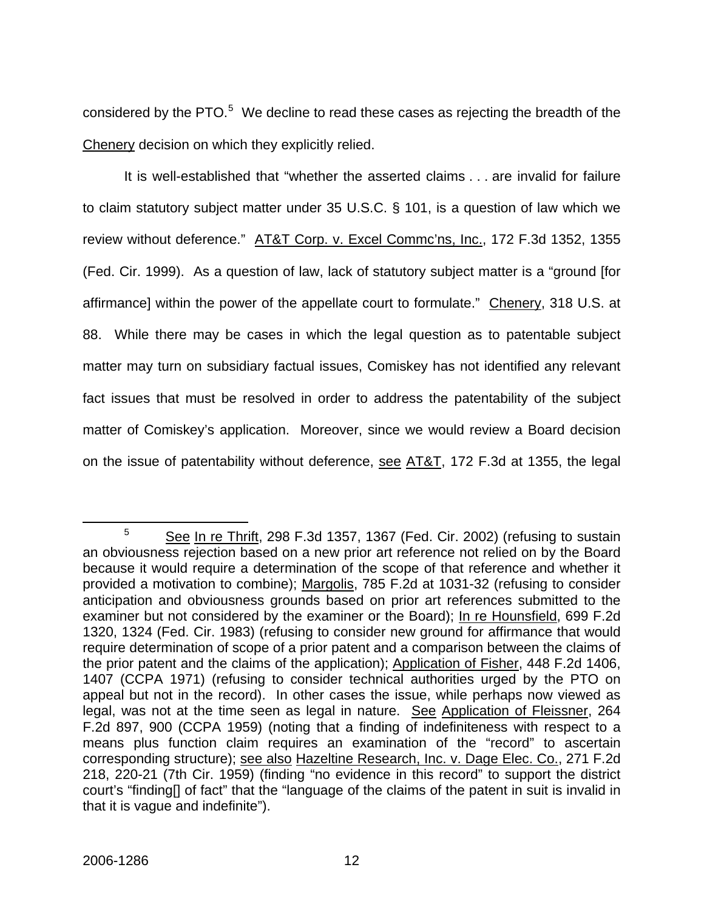considered by the PTO.[5] We decline to read these cases as rejecting the breadth of the Chenery decision on which they explicitly relied.

It is well-established that "whether the asserted claims . . . are invalid for failure to claim statutory subject matter under 35 U.S.C. § 101, is a question of law which we review without deference." AT&T Corp. v. Excel Commc'ns, Inc., 172 F.3d 1352, 1355 (Fed. Cir. 1999). As a question of law, lack of statutory subject matter is a "ground [for affirmance] within the power of the appellate court to formulate." Chenery, 318 U.S. at 88. While there may be cases in which the legal question as to patentable subject matter may turn on subsidiary factual issues, Comiskey has not identified any relevant fact issues that must be resolved in order to address the patentability of the subject matter of Comiskey's application. Moreover, since we would review a Board decision on the issue of patentability without deference, see AT&T, 172 F.3d at 1355, the legal

---

[5] See In re Thrift, 298 F.3d 1357, 1367 (Fed. Cir. 2002) (refusing to sustain an obviousness rejection based on a new prior art reference not relied on by the Board because it would require a determination of the scope of that reference and whether it provided a motivation to combine); Margolis, 785 F.2d at 1031-32 (refusing to consider anticipation and obviousness grounds based on prior art references submitted to the examiner but not considered by the examiner or the Board); In re Hounsfield, 699 F.2d 1320, 1324 (Fed. Cir. 1983) (refusing to consider new ground for affirmance that would require determination of scope of a prior patent and a comparison between the claims of the prior patent and the claims of the application); Application of Fisher, 448 F.2d 1406, 1407 (CCPA 1971) (refusing to consider technical authorities urged by the PTO on appeal but not in the record). In other cases the issue, while perhaps now viewed as legal, was not at the time seen as legal in nature. See Application of Fleissner, 264 F.2d 897, 900 (CCPA 1959) (noting that a finding of indefiniteness with respect to a means plus function claim requires an examination of the "record" to ascertain corresponding structure); see also Hazeltine Research, Inc. v. Dage Elec. Co., 271 F.2d 218, 220-21 (7th Cir. 1959) (finding "no evidence in this record" to support the district court's "finding[] of fact" that the "language of the claims of the patent in suit is invalid in that it is vague and indefinite").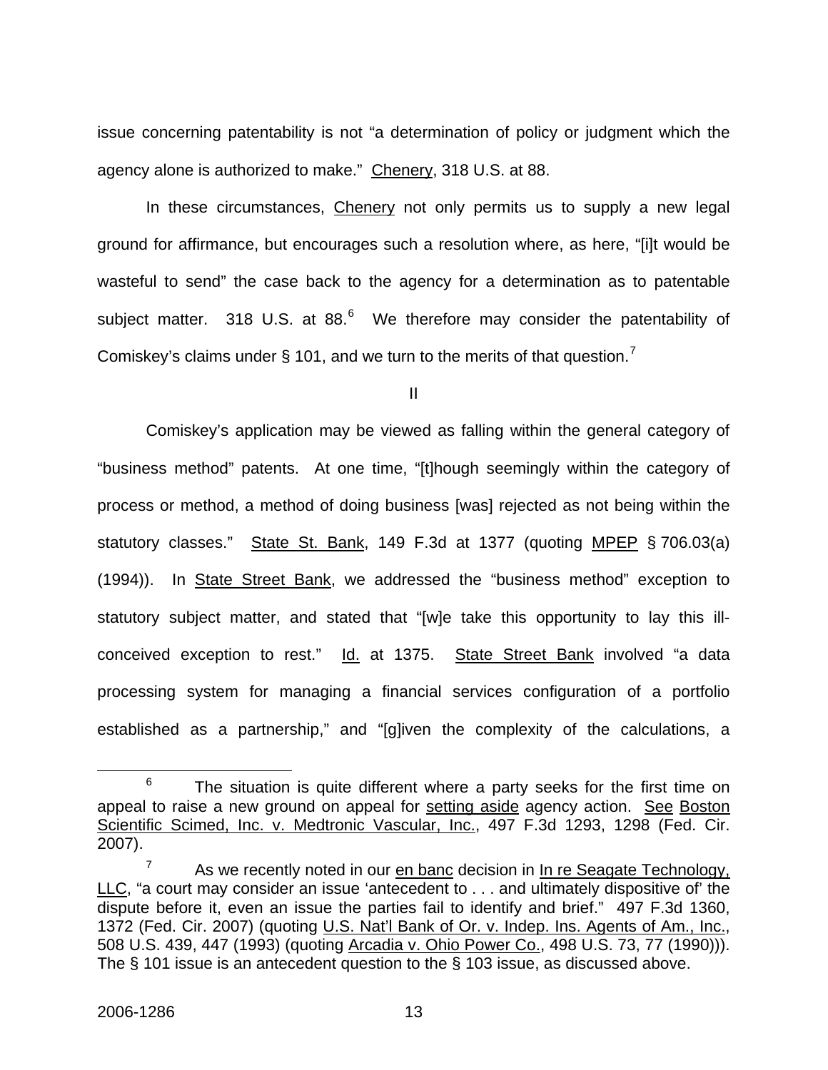issue concerning patentability is not "a determination of policy or judgment which the agency alone is authorized to make." Chenery, 318 U.S. at 88.

In these circumstances, Chenery not only permits us to supply a new legal ground for affirmance, but encourages such a resolution where, as here, "[i]t would be wasteful to send" the case back to the agency for a determination as to patentable subject matter. 318 U.S. at 88.[6] We therefore may consider the patentability of Comiskey's claims under § 101, and we turn to the merits of that question.[7]

## II

Comiskey's application may be viewed as falling within the general category of "business method" patents. At one time, "[t]hough seemingly within the category of process or method, a method of doing business [was] rejected as not being within the statutory classes." State St. Bank, 149 F.3d at 1377 (quoting MPEP § 706.03(a) (1994)). In State Street Bank, we addressed the "business method" exception to statutory subject matter, and stated that "[w]e take this opportunity to lay this ill-conceived exception to rest." Id. at 1375. State Street Bank involved "a data processing system for managing a financial services configuration of a portfolio established as a partnership," and "[g]iven the complexity of the calculations, a

---

[6] The situation is quite different where a party seeks for the first time on appeal to raise a new ground on appeal for setting aside agency action. See Boston Scientific Scimed, Inc. v. Medtronic Vascular, Inc., 497 F.3d 1293, 1298 (Fed. Cir. 2007).

[7] As we recently noted in our en banc decision in In re Seagate Technology, LLC, "a court may consider an issue 'antecedent to . . . and ultimately dispositive of' the dispute before it, even an issue the parties fail to identify and brief." 497 F.3d 1360, 1372 (Fed. Cir. 2007) (quoting U.S. Nat'l Bank of Or. v. Indep. Ins. Agents of Am., Inc., 508 U.S. 439, 447 (1993) (quoting Arcadia v. Ohio Power Co., 498 U.S. 73, 77 (1990))). The § 101 issue is an antecedent question to the § 103 issue, as discussed above.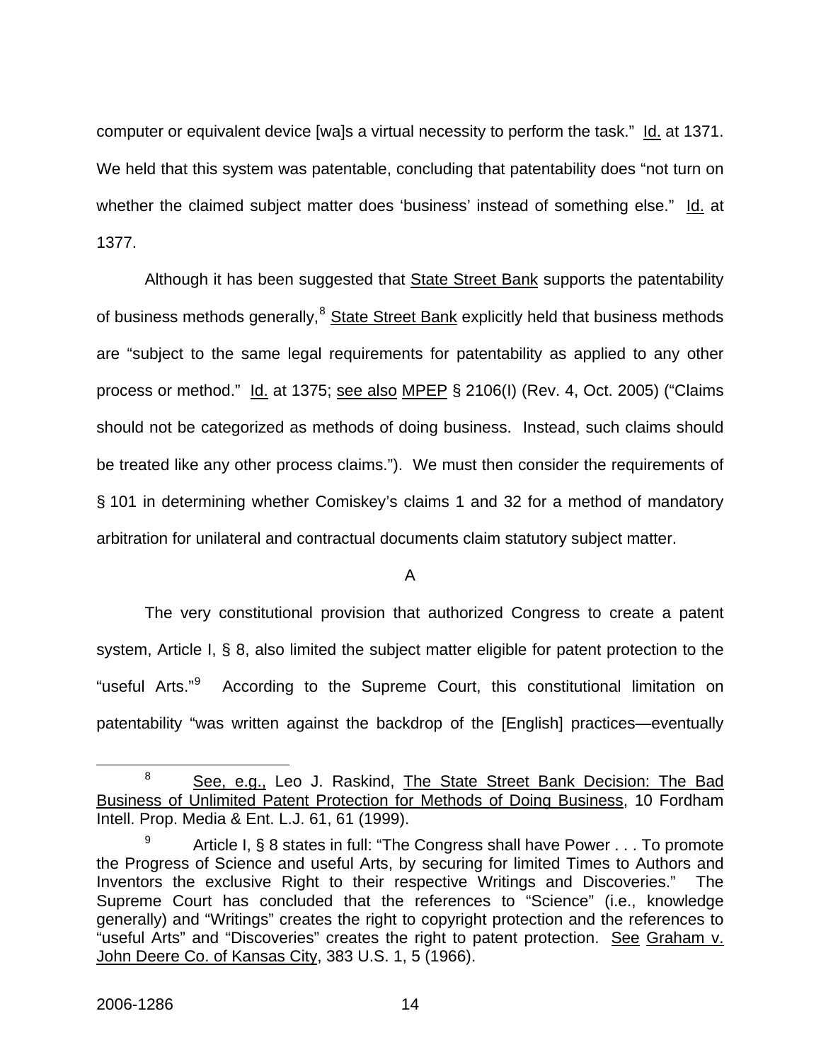computer or equivalent device [wa]s a virtual necessity to perform the task." Id. at 1371. We held that this system was patentable, concluding that patentability does "not turn on whether the claimed subject matter does 'business' instead of something else." Id. at 1377.

Although it has been suggested that State Street Bank supports the patentability of business methods generally,[8] State Street Bank explicitly held that business methods are "subject to the same legal requirements for patentability as applied to any other process or method." Id. at 1375; see also MPEP § 2106(I) (Rev. 4, Oct. 2005) ("Claims should not be categorized as methods of doing business. Instead, such claims should be treated like any other process claims."). We must then consider the requirements of § 101 in determining whether Comiskey's claims 1 and 32 for a method of mandatory arbitration for unilateral and contractual documents claim statutory subject matter.

A

The very constitutional provision that authorized Congress to create a patent system, Article I, § 8, also limited the subject matter eligible for patent protection to the "useful Arts."[9] According to the Supreme Court, this constitutional limitation on patentability "was written against the backdrop of the [English] practices—eventually

[8] See, e.g., Leo J. Raskind, The State Street Bank Decision: The Bad Business of Unlimited Patent Protection for Methods of Doing Business, 10 Fordham Intell. Prop. Media & Ent. L.J. 61, 61 (1999).

[9] Article I, § 8 states in full: "The Congress shall have Power . . . To promote the Progress of Science and useful Arts, by securing for limited Times to Authors and Inventors the exclusive Right to their respective Writings and Discoveries." The Supreme Court has concluded that the references to "Science" (i.e., knowledge generally) and "Writings" creates the right to copyright protection and the references to "useful Arts" and "Discoveries" creates the right to patent protection. See Graham v. John Deere Co. of Kansas City, 383 U.S. 1, 5 (1966).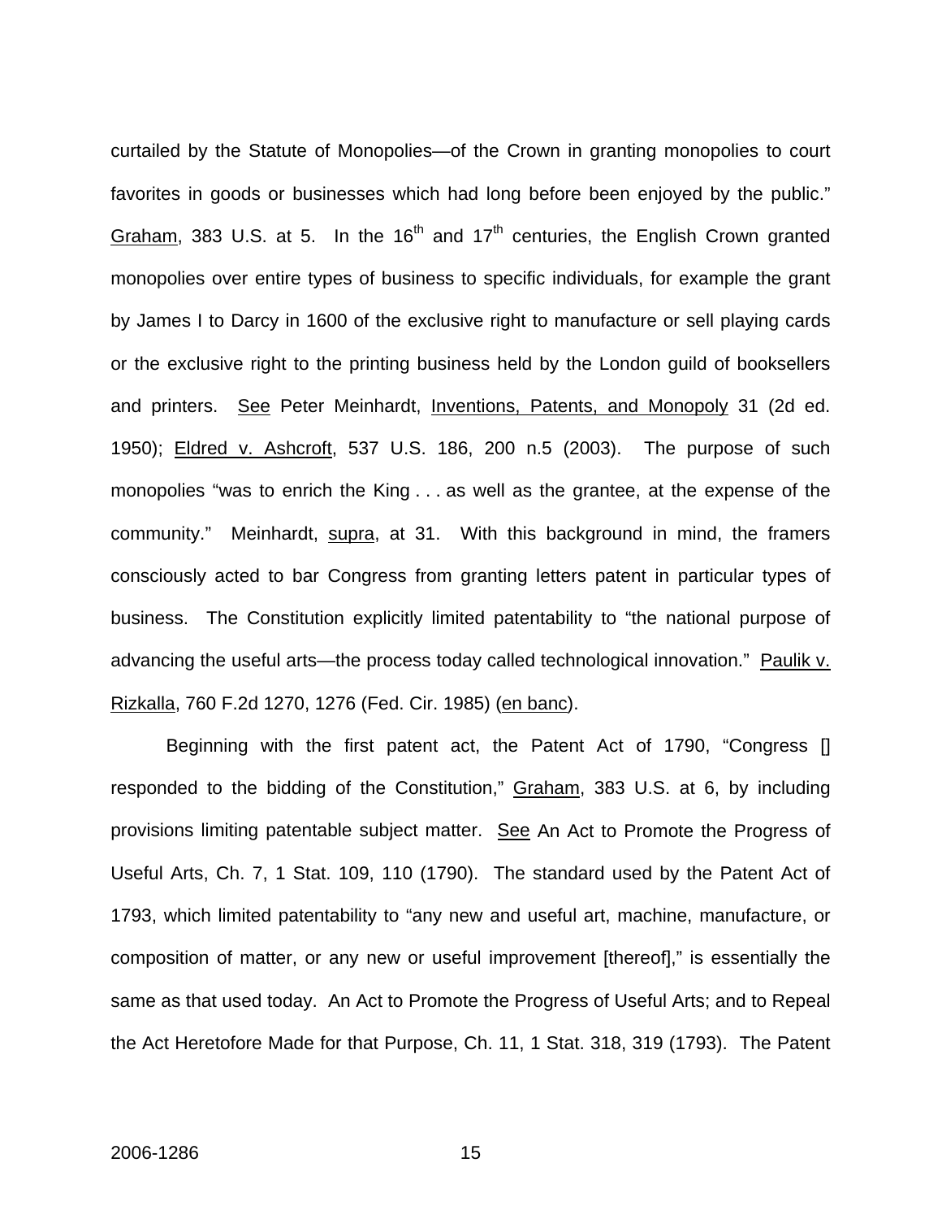curtailed by the Statute of Monopolies—of the Crown in granting monopolies to court favorites in goods or businesses which had long before been enjoyed by the public." Graham, 383 U.S. at 5. In the 16th and 17th centuries, the English Crown granted monopolies over entire types of business to specific individuals, for example the grant by James I to Darcy in 1600 of the exclusive right to manufacture or sell playing cards or the exclusive right to the printing business held by the London guild of booksellers and printers. See Peter Meinhardt, Inventions, Patents, and Monopoly 31 (2d ed. 1950); Eldred v. Ashcroft, 537 U.S. 186, 200 n.5 (2003). The purpose of such monopolies "was to enrich the King . . . as well as the grantee, at the expense of the community." Meinhardt, supra, at 31. With this background in mind, the framers consciously acted to bar Congress from granting letters patent in particular types of business. The Constitution explicitly limited patentability to "the national purpose of advancing the useful arts—the process today called technological innovation." Paulik v. Rizkalla, 760 F.2d 1270, 1276 (Fed. Cir. 1985) (en banc).

Beginning with the first patent act, the Patent Act of 1790, "Congress [] responded to the bidding of the Constitution," Graham, 383 U.S. at 6, by including provisions limiting patentable subject matter. See An Act to Promote the Progress of Useful Arts, Ch. 7, 1 Stat. 109, 110 (1790). The standard used by the Patent Act of 1793, which limited patentability to "any new and useful art, machine, manufacture, or composition of matter, or any new or useful improvement [thereof]," is essentially the same as that used today. An Act to Promote the Progress of Useful Arts; and to Repeal the Act Heretofore Made for that Purpose, Ch. 11, 1 Stat. 318, 319 (1793). The Patent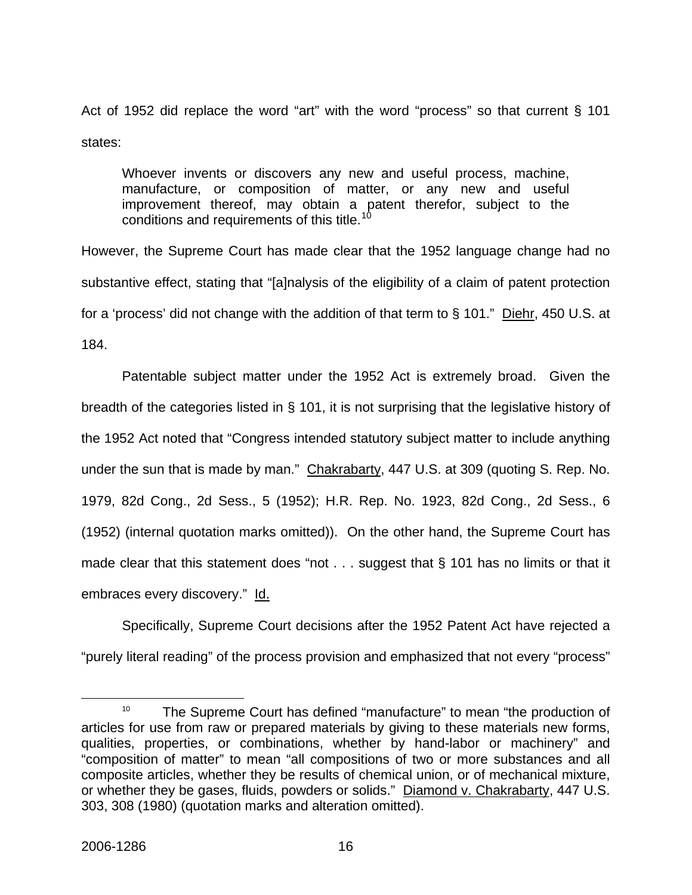Act of 1952 did replace the word "art" with the word "process" so that current § 101 states:

> Whoever invents or discovers any new and useful process, machine, manufacture, or composition of matter, or any new and useful improvement thereof, may obtain a patent therefor, subject to the conditions and requirements of this title.[10]

However, the Supreme Court has made clear that the 1952 language change had no substantive effect, stating that "[a]nalysis of the eligibility of a claim of patent protection for a 'process' did not change with the addition of that term to § 101." Diehr, 450 U.S. at 184.

Patentable subject matter under the 1952 Act is extremely broad. Given the breadth of the categories listed in § 101, it is not surprising that the legislative history of the 1952 Act noted that "Congress intended statutory subject matter to include anything under the sun that is made by man." Chakrabarty, 447 U.S. at 309 (quoting S. Rep. No. 1979, 82d Cong., 2d Sess., 5 (1952); H.R. Rep. No. 1923, 82d Cong., 2d Sess., 6 (1952) (internal quotation marks omitted)). On the other hand, the Supreme Court has made clear that this statement does "not . . . suggest that § 101 has no limits or that it embraces every discovery." Id.

Specifically, Supreme Court decisions after the 1952 Patent Act have rejected a "purely literal reading" of the process provision and emphasized that not every "process"

---

[10] The Supreme Court has defined "manufacture" to mean "the production of articles for use from raw or prepared materials by giving to these materials new forms, qualities, properties, or combinations, whether by hand-labor or machinery" and "composition of matter" to mean "all compositions of two or more substances and all composite articles, whether they be results of chemical union, or of mechanical mixture, or whether they be gases, fluids, powders or solids." Diamond v. Chakrabarty, 447 U.S. 303, 308 (1980) (quotation marks and alteration omitted).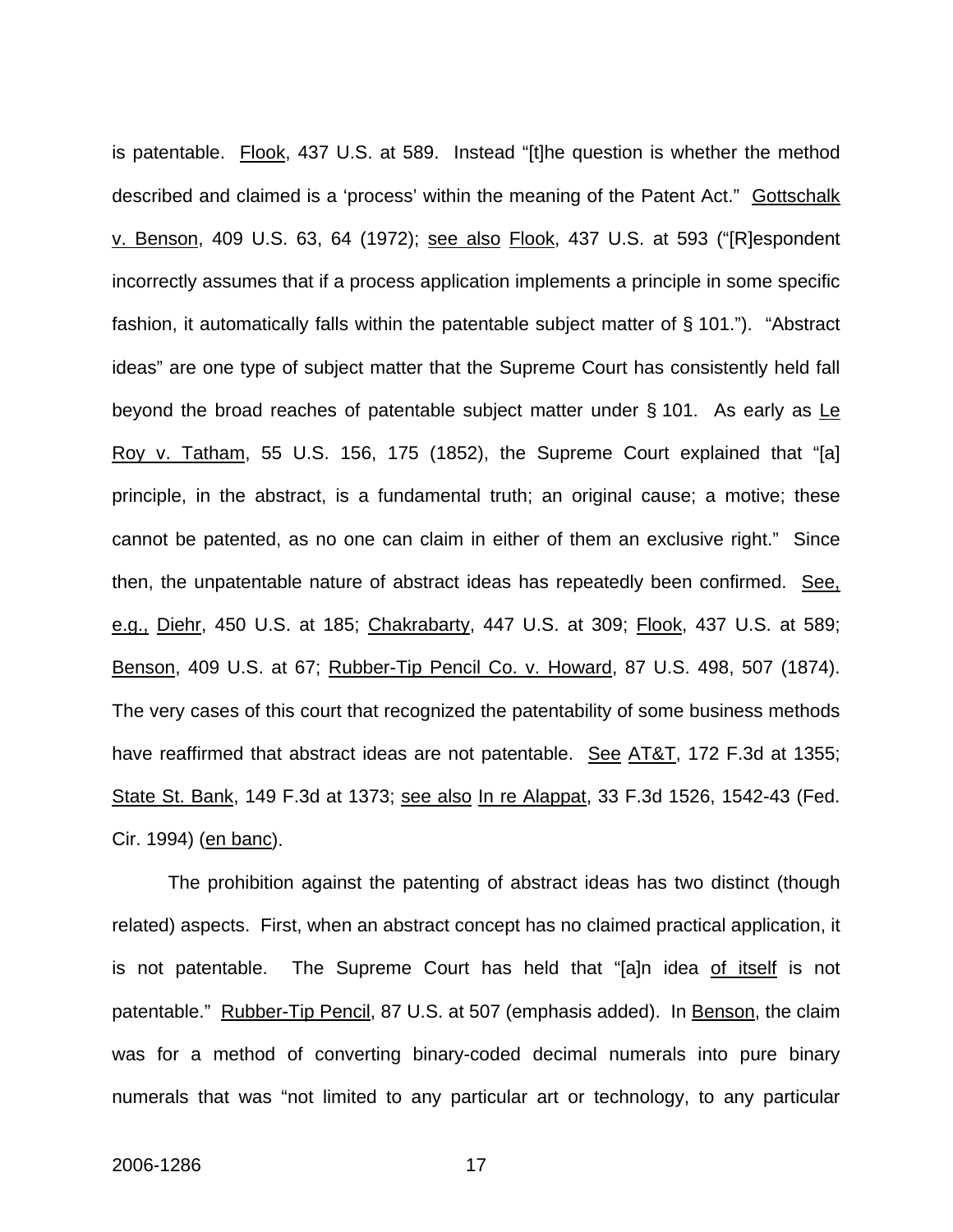is patentable. Flook, 437 U.S. at 589. Instead "[t]he question is whether the method described and claimed is a 'process' within the meaning of the Patent Act." Gottschalk v. Benson, 409 U.S. 63, 64 (1972); see also Flook, 437 U.S. at 593 ("[R]espondent incorrectly assumes that if a process application implements a principle in some specific fashion, it automatically falls within the patentable subject matter of § 101."). "Abstract ideas" are one type of subject matter that the Supreme Court has consistently held fall beyond the broad reaches of patentable subject matter under § 101. As early as Le Roy v. Tatham, 55 U.S. 156, 175 (1852), the Supreme Court explained that "[a] principle, in the abstract, is a fundamental truth; an original cause; a motive; these cannot be patented, as no one can claim in either of them an exclusive right." Since then, the unpatentable nature of abstract ideas has repeatedly been confirmed. See, e.g., Diehr, 450 U.S. at 185; Chakrabarty, 447 U.S. at 309; Flook, 437 U.S. at 589; Benson, 409 U.S. at 67; Rubber-Tip Pencil Co. v. Howard, 87 U.S. 498, 507 (1874). The very cases of this court that recognized the patentability of some business methods have reaffirmed that abstract ideas are not patentable. See AT&T, 172 F.3d at 1355; State St. Bank, 149 F.3d at 1373; see also In re Alappat, 33 F.3d 1526, 1542-43 (Fed. Cir. 1994) (en banc).

The prohibition against the patenting of abstract ideas has two distinct (though related) aspects. First, when an abstract concept has no claimed practical application, it is not patentable. The Supreme Court has held that "[a]n idea of itself is not patentable." Rubber-Tip Pencil, 87 U.S. at 507 (emphasis added). In Benson, the claim was for a method of converting binary-coded decimal numerals into pure binary numerals that was "not limited to any particular art or technology, to any particular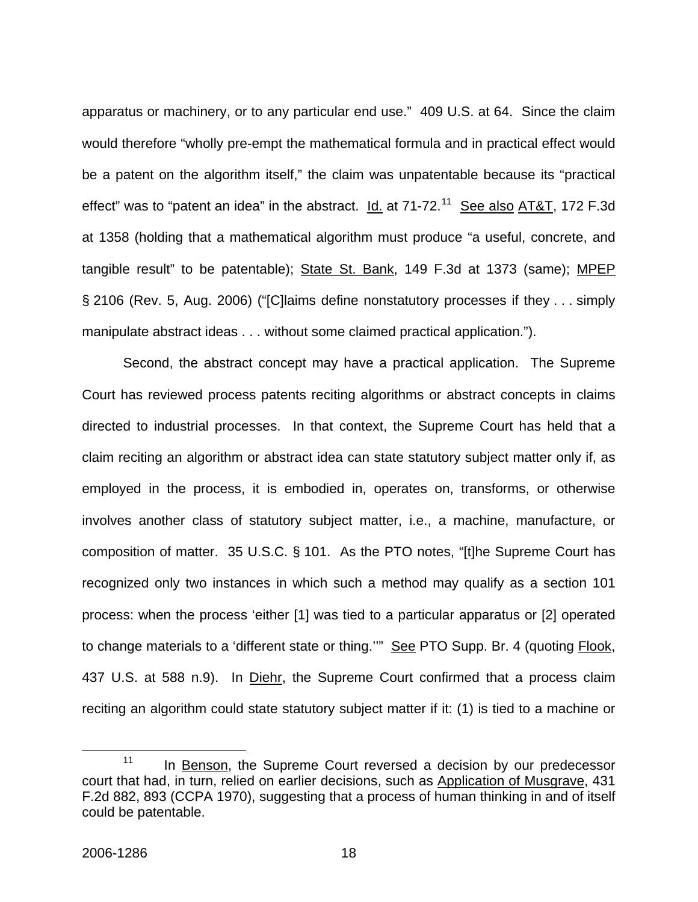apparatus or machinery, or to any particular end use." 409 U.S. at 64. Since the claim would therefore "wholly pre-empt the mathematical formula and in practical effect would be a patent on the algorithm itself," the claim was unpatentable because its "practical effect" was to "patent an idea" in the abstract. Id. at 71-72.[11] See also AT&T, 172 F.3d at 1358 (holding that a mathematical algorithm must produce "a useful, concrete, and tangible result" to be patentable); State St. Bank, 149 F.3d at 1373 (same); MPEP § 2106 (Rev. 5, Aug. 2006) ("[C]laims define nonstatutory processes if they . . . simply manipulate abstract ideas . . . without some claimed practical application.").

Second, the abstract concept may have a practical application. The Supreme Court has reviewed process patents reciting algorithms or abstract concepts in claims directed to industrial processes. In that context, the Supreme Court has held that a claim reciting an algorithm or abstract idea can state statutory subject matter only if, as employed in the process, it is embodied in, operates on, transforms, or otherwise involves another class of statutory subject matter, i.e., a machine, manufacture, or composition of matter. 35 U.S.C. § 101. As the PTO notes, "[t]he Supreme Court has recognized only two instances in which such a method may qualify as a section 101 process: when the process 'either [1] was tied to a particular apparatus or [2] operated to change materials to a 'different state or thing.''" See PTO Supp. Br. 4 (quoting Flook, 437 U.S. at 588 n.9). In Diehr, the Supreme Court confirmed that a process claim reciting an algorithm could state statutory subject matter if it: (1) is tied to a machine or

[11] In Benson, the Supreme Court reversed a decision by our predecessor court that had, in turn, relied on earlier decisions, such as Application of Musgrave, 431 F.2d 882, 893 (CCPA 1970), suggesting that a process of human thinking in and of itself could be patentable.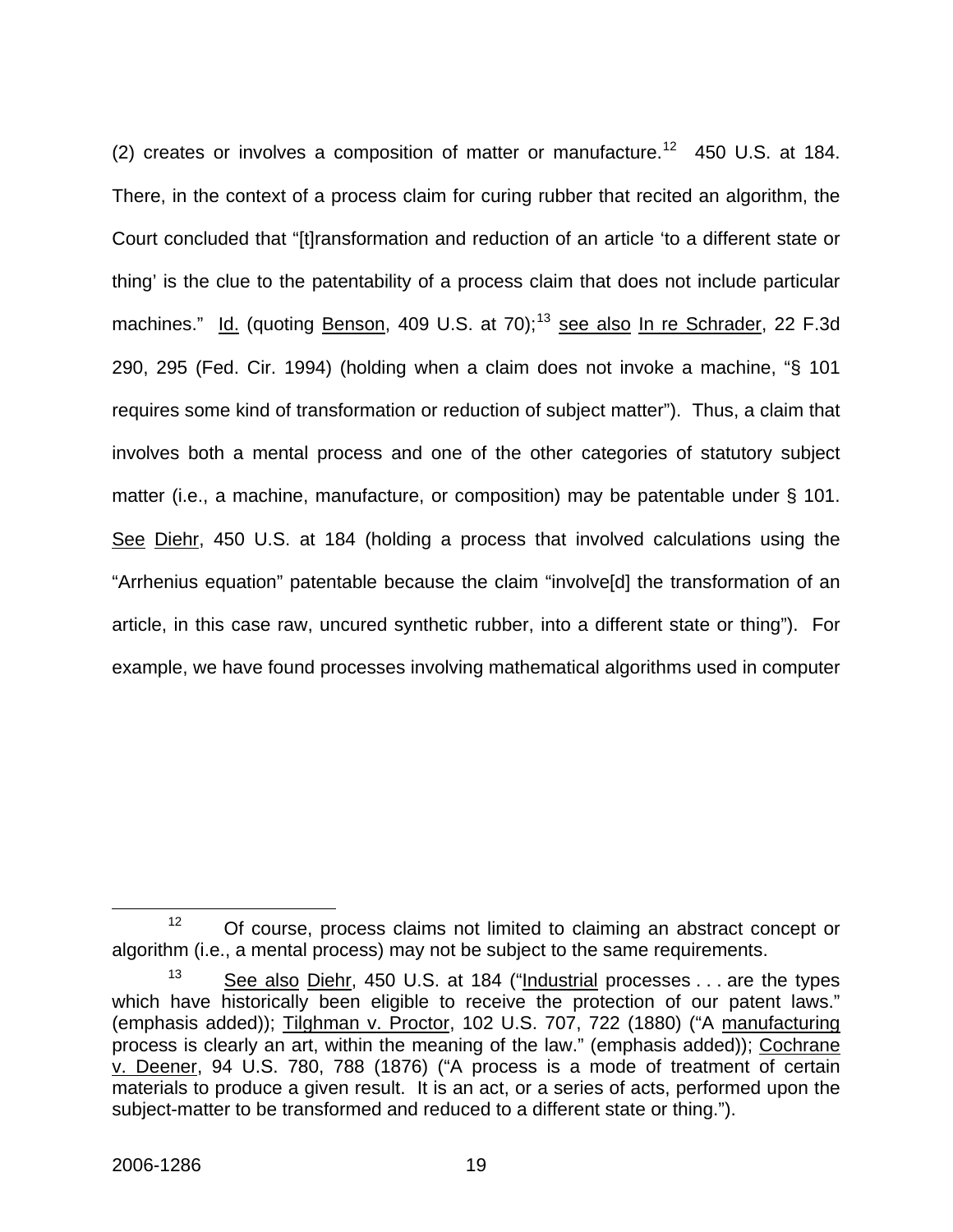(2) creates or involves a composition of matter or manufacture.[12] 450 U.S. at 184. There, in the context of a process claim for curing rubber that recited an algorithm, the Court concluded that "[t]ransformation and reduction of an article 'to a different state or thing' is the clue to the patentability of a process claim that does not include particular machines." Id. (quoting Benson, 409 U.S. at 70);[13] see also In re Schrader, 22 F.3d 290, 295 (Fed. Cir. 1994) (holding when a claim does not invoke a machine, "§ 101 requires some kind of transformation or reduction of subject matter"). Thus, a claim that involves both a mental process and one of the other categories of statutory subject matter (i.e., a machine, manufacture, or composition) may be patentable under § 101. See Diehr, 450 U.S. at 184 (holding a process that involved calculations using the "Arrhenius equation" patentable because the claim "involve[d] the transformation of an article, in this case raw, uncured synthetic rubber, into a different state or thing"). For example, we have found processes involving mathematical algorithms used in computer

---

[12] Of course, process claims not limited to claiming an abstract concept or algorithm (i.e., a mental process) may not be subject to the same requirements.

[13] See also Diehr, 450 U.S. at 184 ("Industrial processes . . . are the types which have historically been eligible to receive the protection of our patent laws." (emphasis added)); Tilghman v. Proctor, 102 U.S. 707, 722 (1880) ("A manufacturing process is clearly an art, within the meaning of the law." (emphasis added)); Cochrane v. Deener, 94 U.S. 780, 788 (1876) ("A process is a mode of treatment of certain materials to produce a given result. It is an act, or a series of acts, performed upon the subject-matter to be transformed and reduced to a different state or thing.").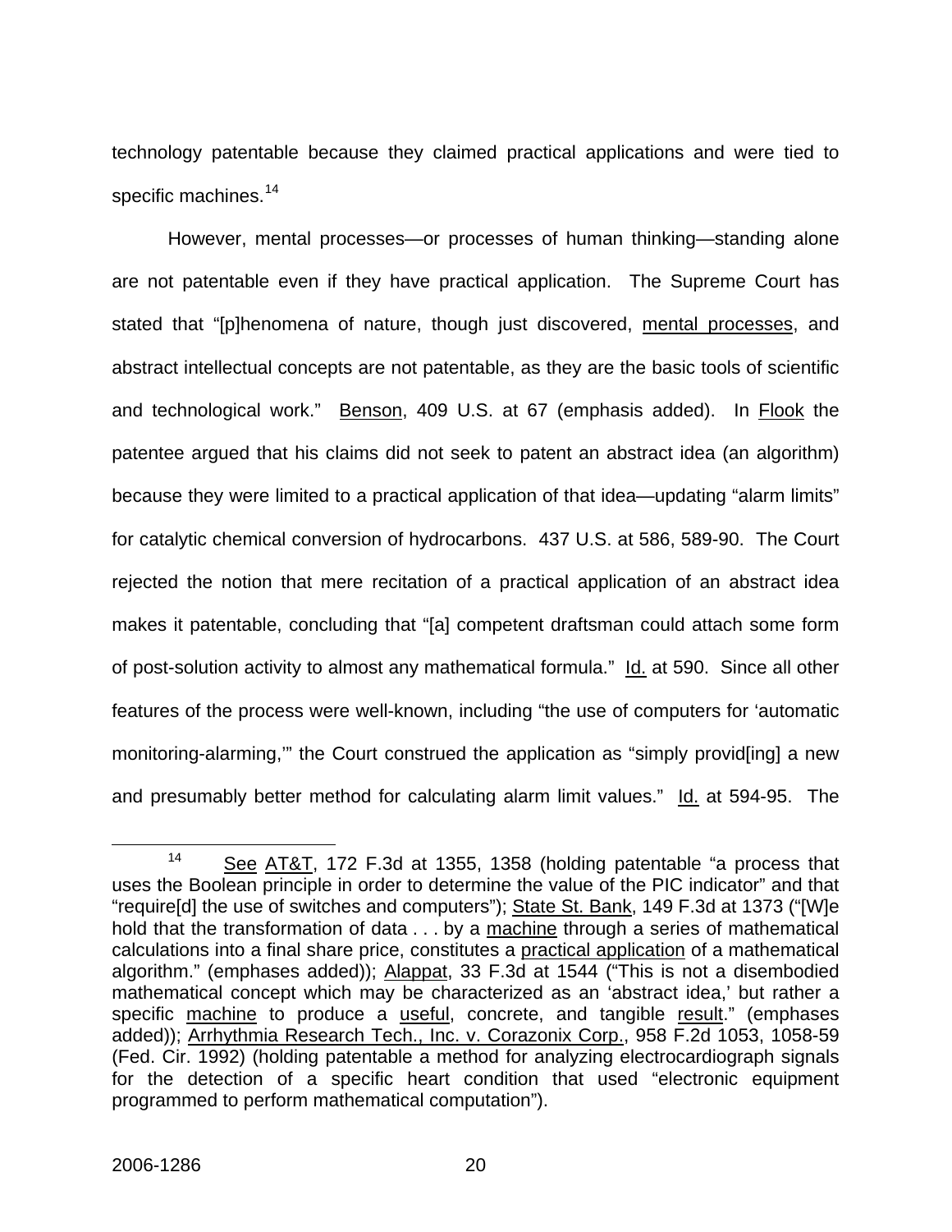technology patentable because they claimed practical applications and were tied to specific machines.[14]

However, mental processes—or processes of human thinking—standing alone are not patentable even if they have practical application. The Supreme Court has stated that "[p]henomena of nature, though just discovered, mental processes, and abstract intellectual concepts are not patentable, as they are the basic tools of scientific and technological work." Benson, 409 U.S. at 67 (emphasis added). In Flook the patentee argued that his claims did not seek to patent an abstract idea (an algorithm) because they were limited to a practical application of that idea—updating "alarm limits" for catalytic chemical conversion of hydrocarbons. 437 U.S. at 586, 589-90. The Court rejected the notion that mere recitation of a practical application of an abstract idea makes it patentable, concluding that "[a] competent draftsman could attach some form of post-solution activity to almost any mathematical formula." Id. at 590. Since all other features of the process were well-known, including "the use of computers for 'automatic monitoring-alarming,'" the Court construed the application as "simply provid[ing] a new and presumably better method for calculating alarm limit values." Id. at 594-95. The

---

[14] See AT&T, 172 F.3d at 1355, 1358 (holding patentable "a process that uses the Boolean principle in order to determine the value of the PIC indicator" and that "require[d] the use of switches and computers"); State St. Bank, 149 F.3d at 1373 ("[W]e hold that the transformation of data . . . by a machine through a series of mathematical calculations into a final share price, constitutes a practical application of a mathematical algorithm." (emphases added)); Alappat, 33 F.3d at 1544 ("This is not a disembodied mathematical concept which may be characterized as an 'abstract idea,' but rather a specific machine to produce a useful, concrete, and tangible result." (emphases added)); Arrhythmia Research Tech., Inc. v. Corazonix Corp., 958 F.2d 1053, 1058-59 (Fed. Cir. 1992) (holding patentable a method for analyzing electrocardiograph signals for the detection of a specific heart condition that used "electronic equipment programmed to perform mathematical computation").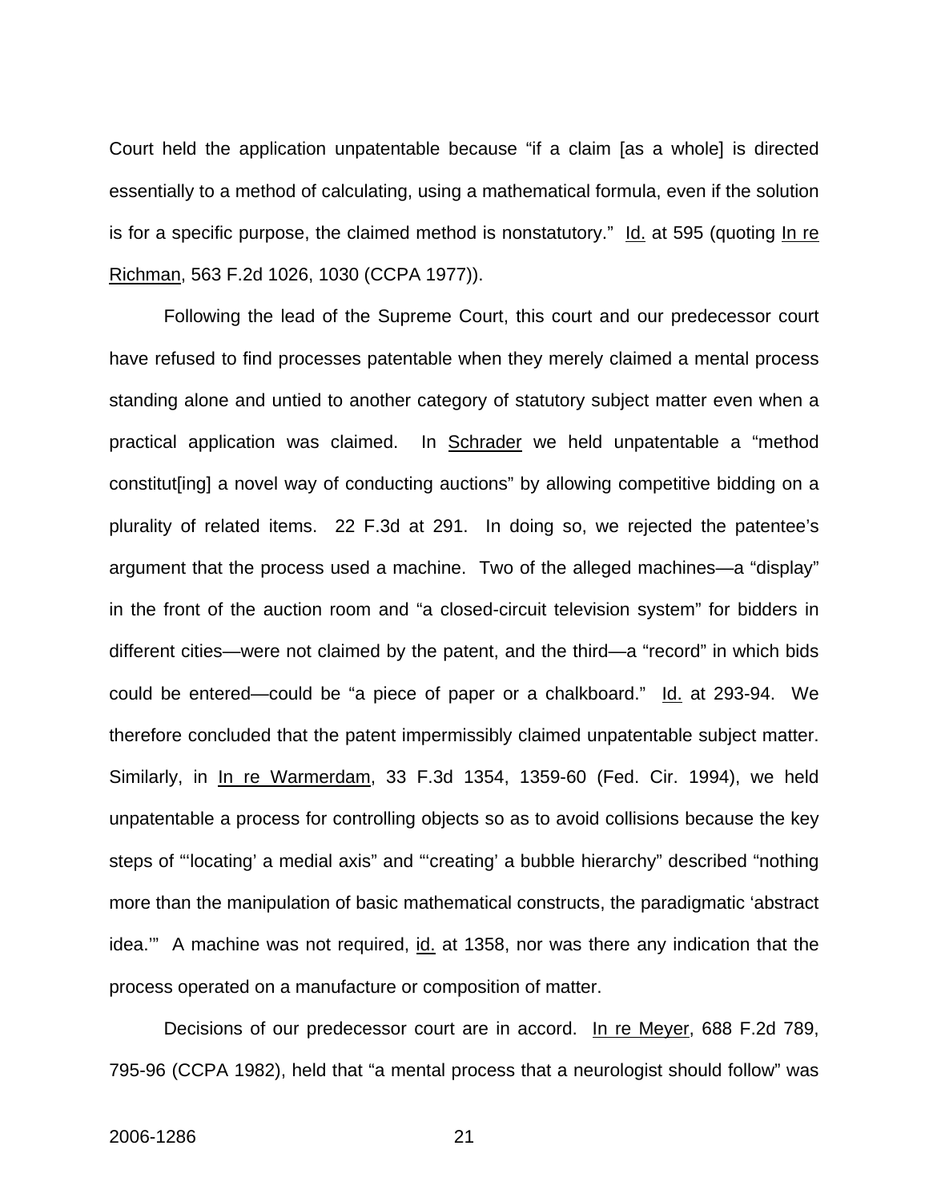Court held the application unpatentable because “if a claim [as a whole] is directed essentially to a method of calculating, using a mathematical formula, even if the solution is for a specific purpose, the claimed method is nonstatutory.” Id. at 595 (quoting In re Richman, 563 F.2d 1026, 1030 (CCPA 1977)).

Following the lead of the Supreme Court, this court and our predecessor court have refused to find processes patentable when they merely claimed a mental process standing alone and untied to another category of statutory subject matter even when a practical application was claimed. In Schrader we held unpatentable a “method constitut[ing] a novel way of conducting auctions” by allowing competitive bidding on a plurality of related items. 22 F.3d at 291. In doing so, we rejected the patentee’s argument that the process used a machine. Two of the alleged machines—a “display” in the front of the auction room and “a closed-circuit television system” for bidders in different cities—were not claimed by the patent, and the third—a “record” in which bids could be entered—could be “a piece of paper or a chalkboard.” Id. at 293-94. We therefore concluded that the patent impermissibly claimed unpatentable subject matter. Similarly, in In re Warmerdam, 33 F.3d 1354, 1359-60 (Fed. Cir. 1994), we held unpatentable a process for controlling objects so as to avoid collisions because the key steps of “‘locating’ a medial axis” and “‘creating’ a bubble hierarchy” described “nothing more than the manipulation of basic mathematical constructs, the paradigmatic ‘abstract idea.’” A machine was not required, id. at 1358, nor was there any indication that the process operated on a manufacture or composition of matter.

Decisions of our predecessor court are in accord. In re Meyer, 688 F.2d 789, 795-96 (CCPA 1982), held that “a mental process that a neurologist should follow” was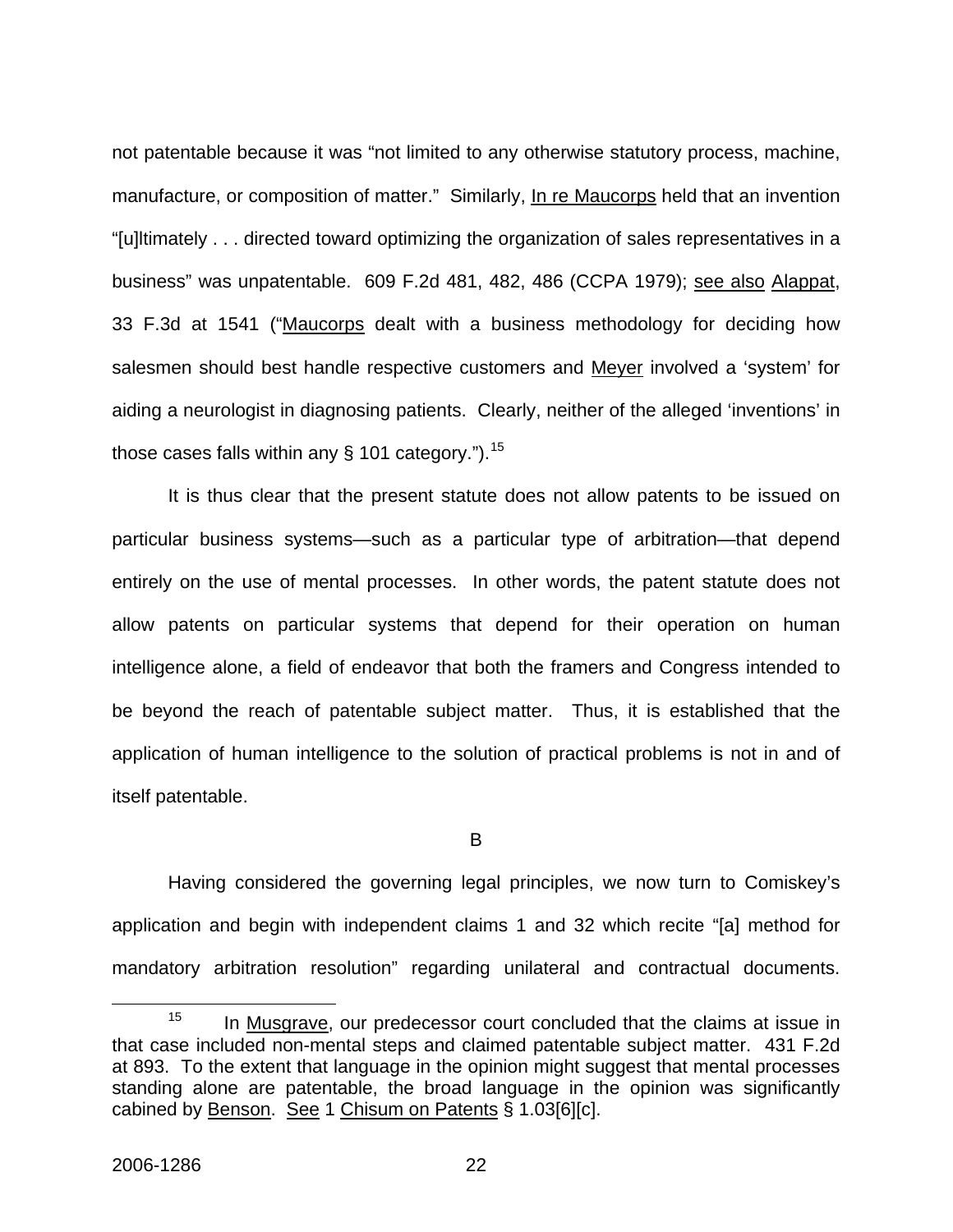not patentable because it was "not limited to any otherwise statutory process, machine, manufacture, or composition of matter." Similarly, In re Maucorps held that an invention "[u]ltimately . . . directed toward optimizing the organization of sales representatives in a business" was unpatentable. 609 F.2d 481, 482, 486 (CCPA 1979); see also Alappat, 33 F.3d at 1541 ("Maucorps dealt with a business methodology for deciding how salesmen should best handle respective customers and Meyer involved a 'system' for aiding a neurologist in diagnosing patients. Clearly, neither of the alleged 'inventions' in those cases falls within any § 101 category.").[15]

It is thus clear that the present statute does not allow patents to be issued on particular business systems—such as a particular type of arbitration—that depend entirely on the use of mental processes. In other words, the patent statute does not allow patents on particular systems that depend for their operation on human intelligence alone, a field of endeavor that both the framers and Congress intended to be beyond the reach of patentable subject matter. Thus, it is established that the application of human intelligence to the solution of practical problems is not in and of itself patentable.

B

Having considered the governing legal principles, we now turn to Comiskey's application and begin with independent claims 1 and 32 which recite "[a] method for mandatory arbitration resolution" regarding unilateral and contractual documents.

---

[15] In Musgrave, our predecessor court concluded that the claims at issue in that case included non-mental steps and claimed patentable subject matter. 431 F.2d at 893. To the extent that language in the opinion might suggest that mental processes standing alone are patentable, the broad language in the opinion was significantly cabined by Benson. See 1 Chisum on Patents § 1.03[6][c].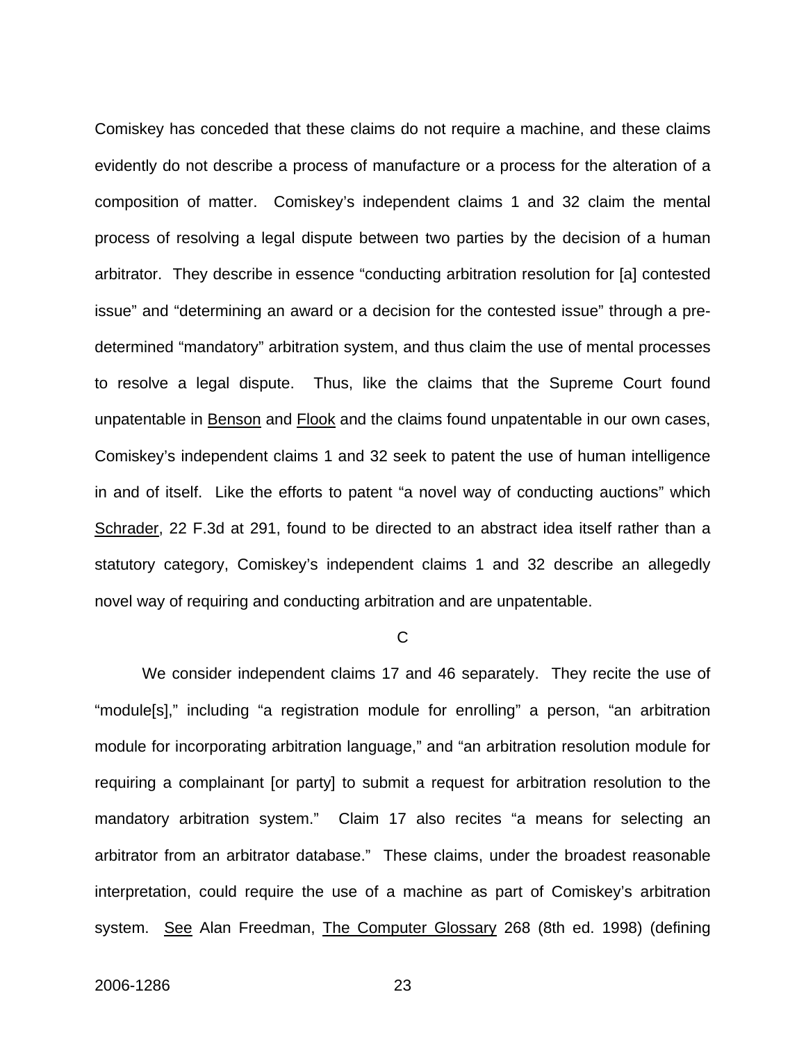Comiskey has conceded that these claims do not require a machine, and these claims evidently do not describe a process of manufacture or a process for the alteration of a composition of matter. Comiskey's independent claims 1 and 32 claim the mental process of resolving a legal dispute between two parties by the decision of a human arbitrator. They describe in essence "conducting arbitration resolution for [a] contested issue" and "determining an award or a decision for the contested issue" through a pre-determined "mandatory" arbitration system, and thus claim the use of mental processes to resolve a legal dispute. Thus, like the claims that the Supreme Court found unpatentable in Benson and Flook and the claims found unpatentable in our own cases, Comiskey's independent claims 1 and 32 seek to patent the use of human intelligence in and of itself. Like the efforts to patent "a novel way of conducting auctions" which Schrader, 22 F.3d at 291, found to be directed to an abstract idea itself rather than a statutory category, Comiskey's independent claims 1 and 32 describe an allegedly novel way of requiring and conducting arbitration and are unpatentable.

### C

We consider independent claims 17 and 46 separately. They recite the use of "module[s]," including "a registration module for enrolling" a person, "an arbitration module for incorporating arbitration language," and "an arbitration resolution module for requiring a complainant [or party] to submit a request for arbitration resolution to the mandatory arbitration system." Claim 17 also recites "a means for selecting an arbitrator from an arbitrator database." These claims, under the broadest reasonable interpretation, could require the use of a machine as part of Comiskey's arbitration system. See Alan Freedman, The Computer Glossary 268 (8th ed. 1998) (defining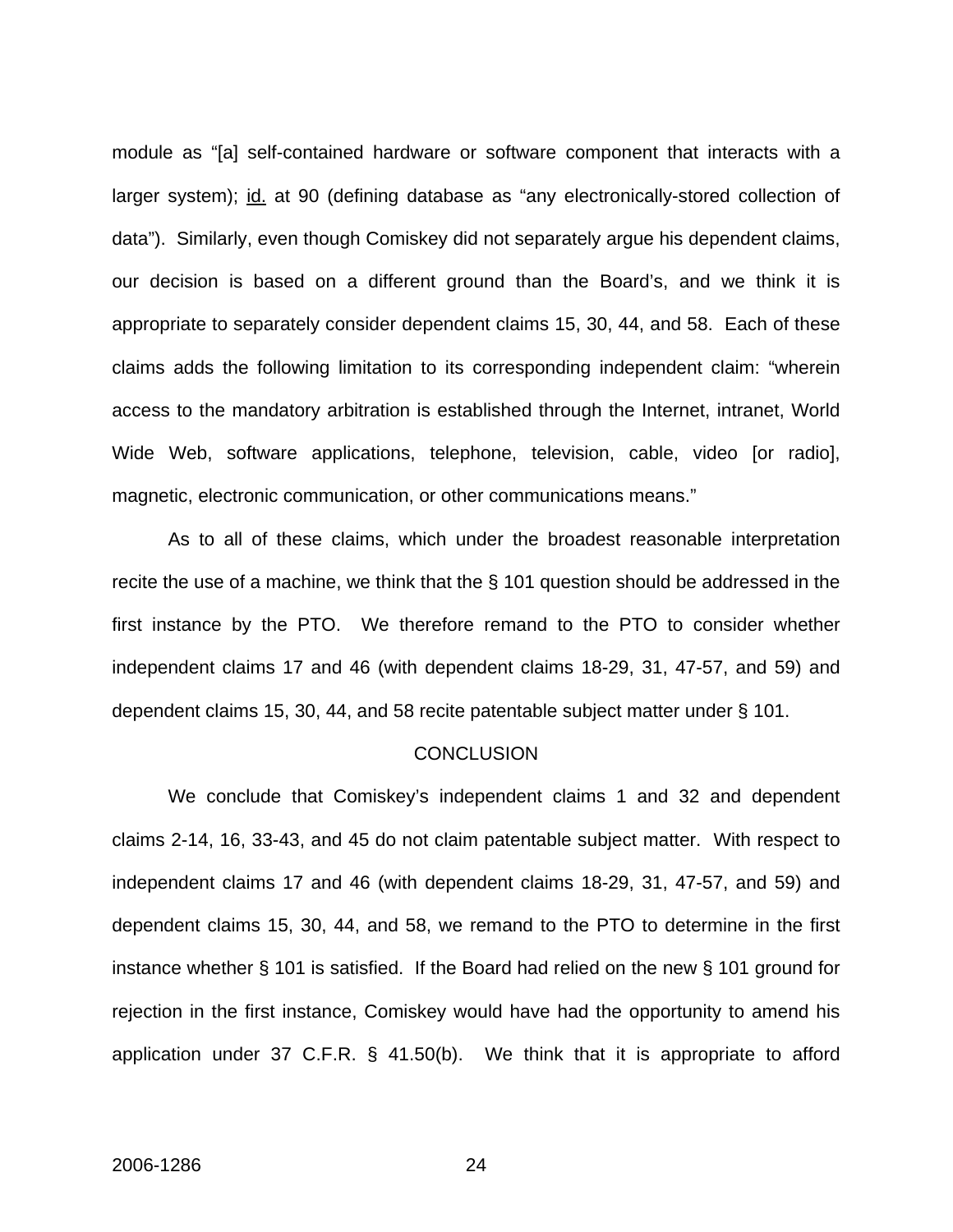module as "[a] self-contained hardware or software component that interacts with a larger system); id. at 90 (defining database as "any electronically-stored collection of data"). Similarly, even though Comiskey did not separately argue his dependent claims, our decision is based on a different ground than the Board's, and we think it is appropriate to separately consider dependent claims 15, 30, 44, and 58. Each of these claims adds the following limitation to its corresponding independent claim: "wherein access to the mandatory arbitration is established through the Internet, intranet, World Wide Web, software applications, telephone, television, cable, video [or radio], magnetic, electronic communication, or other communications means."

As to all of these claims, which under the broadest reasonable interpretation recite the use of a machine, we think that the § 101 question should be addressed in the first instance by the PTO. We therefore remand to the PTO to consider whether independent claims 17 and 46 (with dependent claims 18-29, 31, 47-57, and 59) and dependent claims 15, 30, 44, and 58 recite patentable subject matter under § 101.

## CONCLUSION

We conclude that Comiskey's independent claims 1 and 32 and dependent claims 2-14, 16, 33-43, and 45 do not claim patentable subject matter. With respect to independent claims 17 and 46 (with dependent claims 18-29, 31, 47-57, and 59) and dependent claims 15, 30, 44, and 58, we remand to the PTO to determine in the first instance whether § 101 is satisfied. If the Board had relied on the new § 101 ground for rejection in the first instance, Comiskey would have had the opportunity to amend his application under 37 C.F.R. § 41.50(b). We think that it is appropriate to afford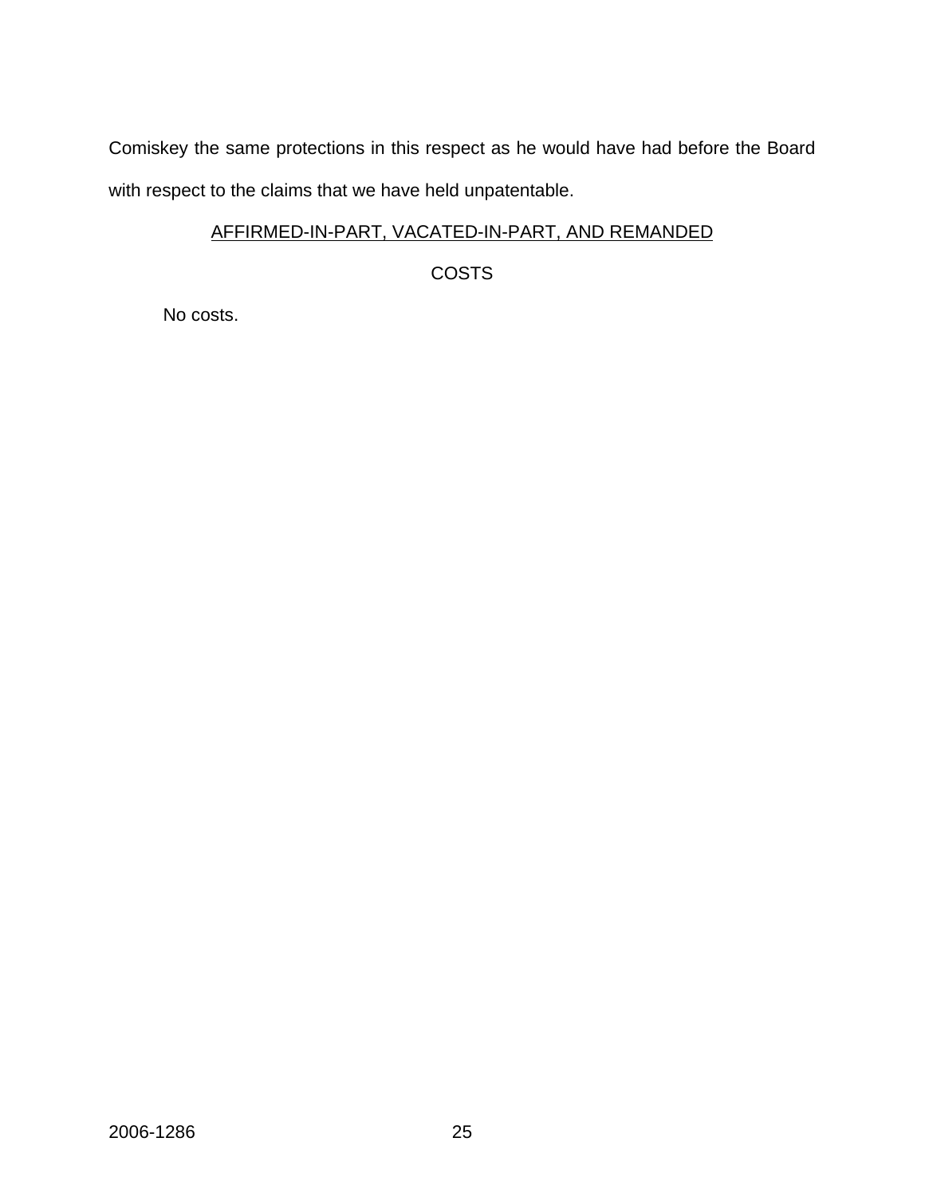Comiskey the same protections in this respect as he would have had before the Board with respect to the claims that we have held unpatentable.

AFFIRMED-IN-PART, VACATED-IN-PART, AND REMANDED

COSTS

No costs.